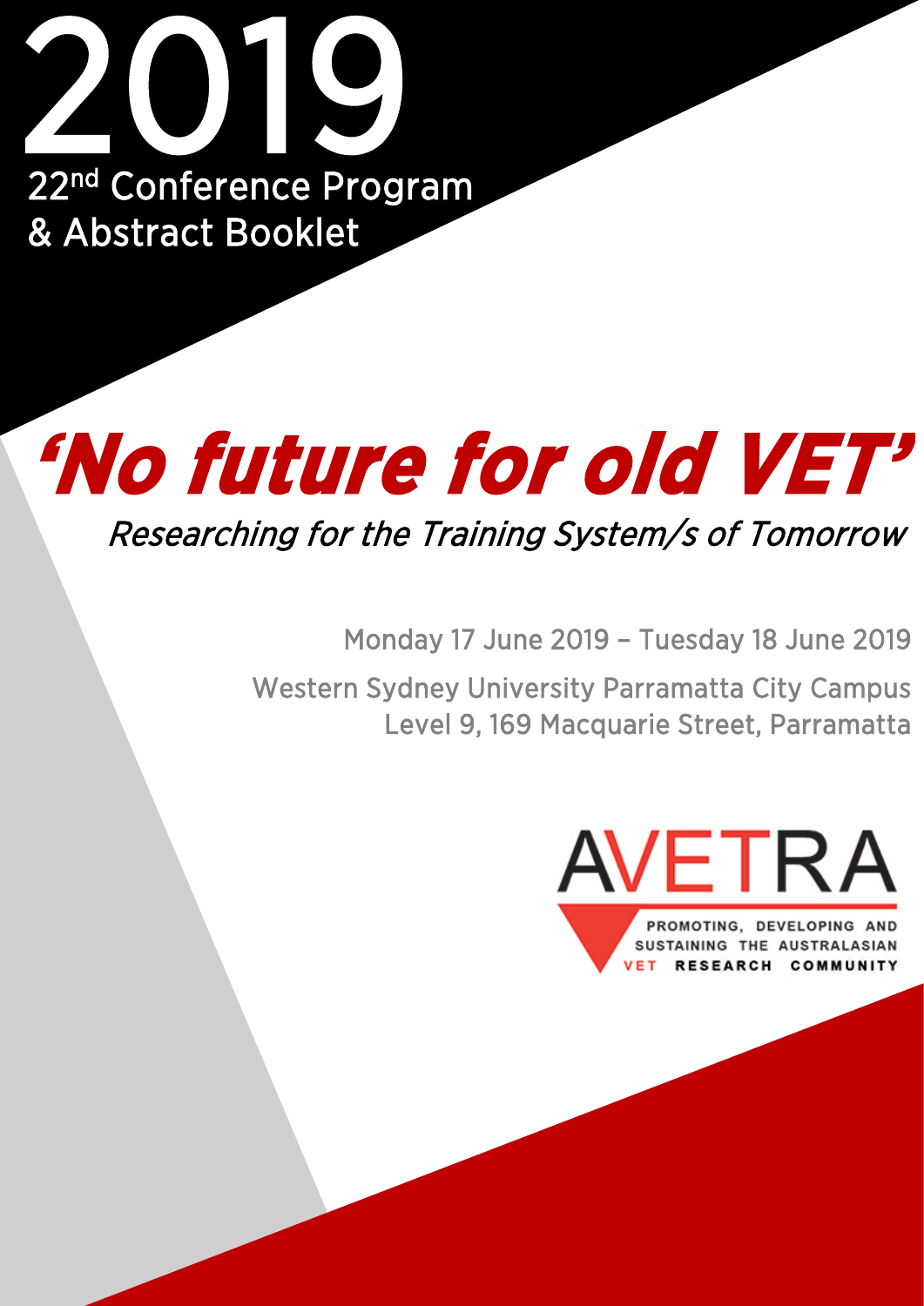# 2019

## 22nd Conference Program & Abstract Booklet

# *'No future for old VET'*

*Researching for the Training System/s of Tomorrow*

Monday 17 June 2019 – Tuesday 18 June 2019

Western Sydney University Parramatta City Campus
Level 9, 169 Macquarie Street, Parramatta

AVETRA

PROMOTING, DEVELOPING AND SUSTAINING THE AUSTRALASIAN VET RESEARCH COMMUNITY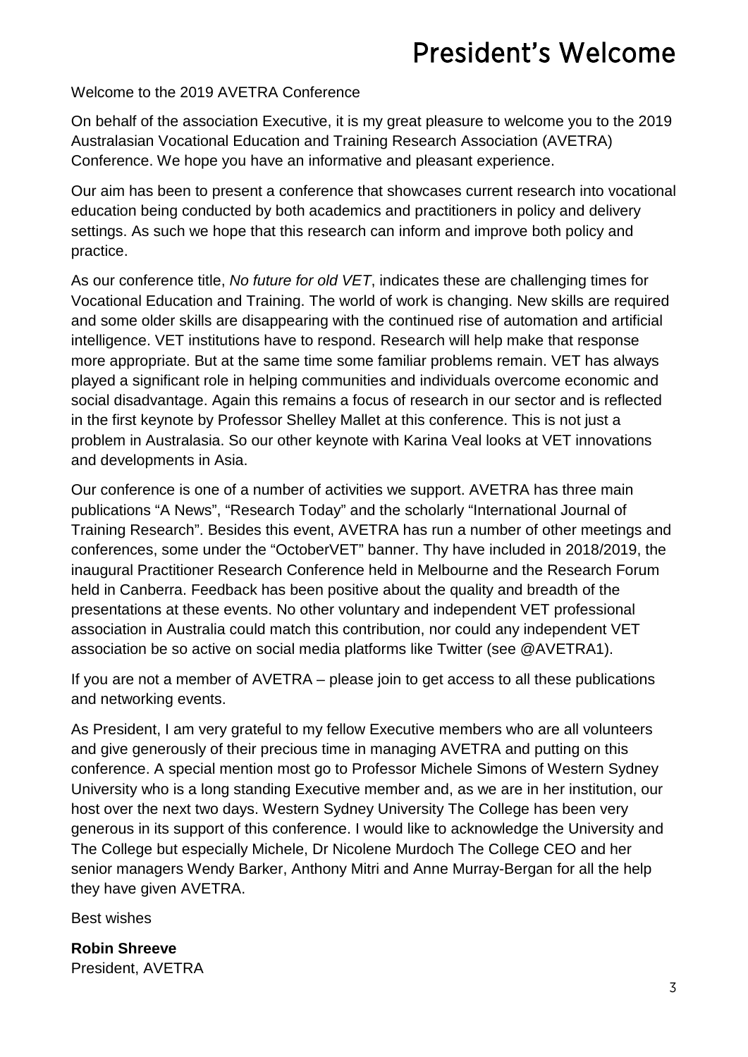# President's Welcome

Welcome to the 2019 AVETRA Conference

On behalf of the association Executive, it is my great pleasure to welcome you to the 2019 Australasian Vocational Education and Training Research Association (AVETRA) Conference. We hope you have an informative and pleasant experience.

Our aim has been to present a conference that showcases current research into vocational education being conducted by both academics and practitioners in policy and delivery settings. As such we hope that this research can inform and improve both policy and practice.

As our conference title, *No future for old VET*, indicates these are challenging times for Vocational Education and Training. The world of work is changing. New skills are required and some older skills are disappearing with the continued rise of automation and artificial intelligence. VET institutions have to respond. Research will help make that response more appropriate. But at the same time some familiar problems remain. VET has always played a significant role in helping communities and individuals overcome economic and social disadvantage. Again this remains a focus of research in our sector and is reflected in the first keynote by Professor Shelley Mallet at this conference. This is not just a problem in Australasia. So our other keynote with Karina Veal looks at VET innovations and developments in Asia.

Our conference is one of a number of activities we support. AVETRA has three main publications "A News", "Research Today" and the scholarly "International Journal of Training Research". Besides this event, AVETRA has run a number of other meetings and conferences, some under the "OctoberVET" banner. Thy have included in 2018/2019, the inaugural Practitioner Research Conference held in Melbourne and the Research Forum held in Canberra. Feedback has been positive about the quality and breadth of the presentations at these events. No other voluntary and independent VET professional association in Australia could match this contribution, nor could any independent VET association be so active on social media platforms like Twitter (see @AVETRA1).

If you are not a member of AVETRA – please join to get access to all these publications and networking events.

As President, I am very grateful to my fellow Executive members who are all volunteers and give generously of their precious time in managing AVETRA and putting on this conference. A special mention most go to Professor Michele Simons of Western Sydney University who is a long standing Executive member and, as we are in her institution, our host over the next two days. Western Sydney University The College has been very generous in its support of this conference. I would like to acknowledge the University and The College but especially Michele, Dr Nicolene Murdoch The College CEO and her senior managers Wendy Barker, Anthony Mitri and Anne Murray-Bergan for all the help they have given AVETRA.

Best wishes

**Robin Shreeve**
President, AVETRA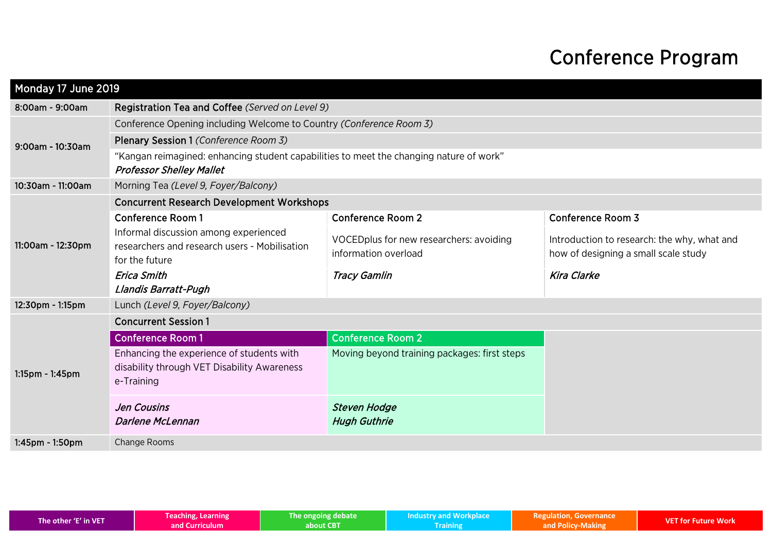# Conference Program

| Monday 17 June 2019 | | | |
|---|---|---|---|
| 8:00am - 9:00am | Registration Tea and Coffee *(Served on Level 9)* | | |
| 9:00am - 10:30am | Conference Opening including Welcome to Country *(Conference Room 3)* | | |
| | Plenary Session 1 *(Conference Room 3)* | | |
| | "Kangan reimagined: enhancing student capabilities to meet the changing nature of work" ***Professor Shelley Mallet*** | | |
| 10:30am - 11:00am | Morning Tea *(Level 9, Foyer/Balcony)* | | |
| 11:00am - 12:30pm | Concurrent Research Development Workshops | | |
| | Conference Room 1 | Conference Room 2 | Conference Room 3 |
| | Informal discussion among experienced researchers and research users - Mobilisation for the future | VOCEDplus for new researchers: avoiding information overload | Introduction to research: the why, what and how of designing a small scale study |
| | ***Erica Smith*** ***Llandis Barratt-Pugh*** | ***Tracy Gamlin*** | ***Kira Clarke*** |
| 12:30pm - 1:15pm | Lunch *(Level 9, Foyer/Balcony)* | | |
| 1:15pm - 1:45pm | Concurrent Session 1 | | |
| | Conference Room 1 | Conference Room 2 | |
| | Enhancing the experience of students with disability through VET Disability Awareness e-Training | Moving beyond training packages: first steps | |
| | ***Jen Cousins*** ***Darlene McLennan*** | ***Steven Hodge*** ***Hugh Guthrie*** | |
| 1:45pm - 1:50pm | Change Rooms | | |

| The other 'E' in VET | Teaching, Learning and Curriculum | The ongoing debate about CBT | Industry and Workplace Training | Regulation, Governance and Policy-Making | VET for Future Work |
|---|---|---|---|---|---|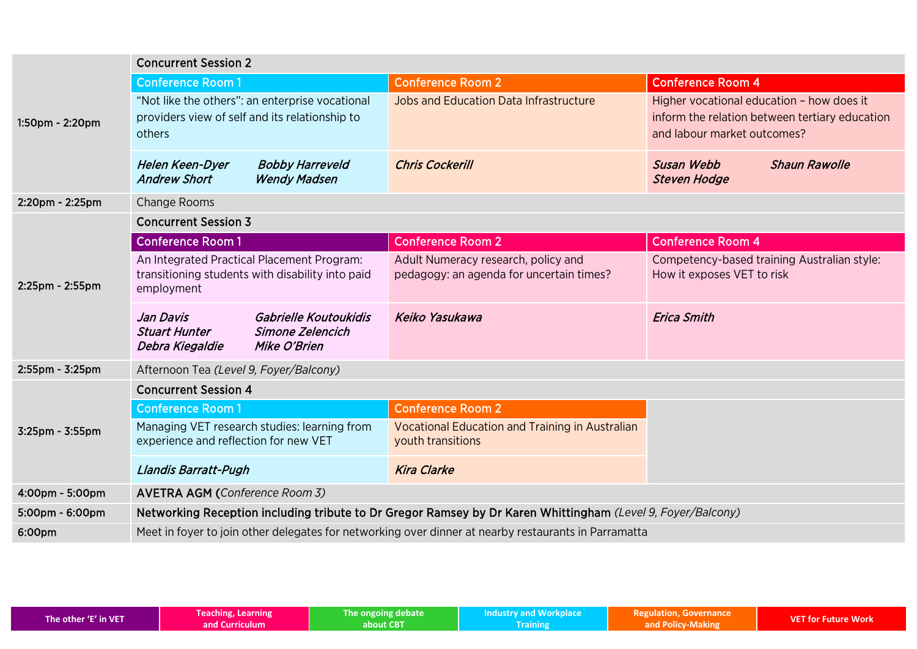| Time | Conference Room 1 | Conference Room 2 | Conference Room 4 |
|---|---|---|---|
| 1:50pm - 2:20pm | **Concurrent Session 2** | | |
| | **Conference Room 1** | **Conference Room 2** | **Conference Room 4** |
| | "Not like the others": an enterprise vocational providers view of self and its relationship to others | Jobs and Education Data Infrastructure | Higher vocational education – how does it inform the relation between tertiary education and labour market outcomes? |
| | *Helen Keen-Dyer, Bobby Harreveld, Andrew Short, Wendy Madsen* | *Chris Cockerill* | *Susan Webb, Shaun Rawolle, Steven Hodge* |
| 2:20pm - 2:25pm | Change Rooms | | |
| 2:25pm - 2:55pm | **Concurrent Session 3** | | |
| | **Conference Room 1** | **Conference Room 2** | **Conference Room 4** |
| | An Integrated Practical Placement Program: transitioning students with disability into paid employment | Adult Numeracy research, policy and pedagogy: an agenda for uncertain times? | Competency-based training Australian style: How it exposes VET to risk |
| | *Jan Davis, Gabrielle Koutoukidis, Stuart Hunter, Simone Zelencich, Debra Kiegaldie, Mike O'Brien* | *Keiko Yasukawa* | *Erica Smith* |
| 2:55pm - 3:25pm | Afternoon Tea *(Level 9, Foyer/Balcony)* | | |
| 3:25pm - 3:55pm | **Concurrent Session 4** | | |
| | **Conference Room 1** | **Conference Room 2** | |
| | Managing VET research studies: learning from experience and reflection for new VET | Vocational Education and Training in Australian youth transitions | |
| | *Llandis Barratt-Pugh* | *Kira Clarke* | |
| 4:00pm - 5:00pm | **AVETRA AGM (***Conference Room 3)* | | |
| 5:00pm - 6:00pm | **Networking Reception including tribute to Dr Gregor Ramsey by Dr Karen Whittingham** *(Level 9, Foyer/Balcony)* | | |
| 6:00pm | Meet in foyer to join other delegates for networking over dinner at nearby restaurants in Parramatta | | |

| The other 'E' in VET | Teaching, Learning and Curriculum | The ongoing debate about CBT | Industry and Workplace Training | Regulation, Governance and Policy-Making | VET for Future Work |
|---|---|---|---|---|---|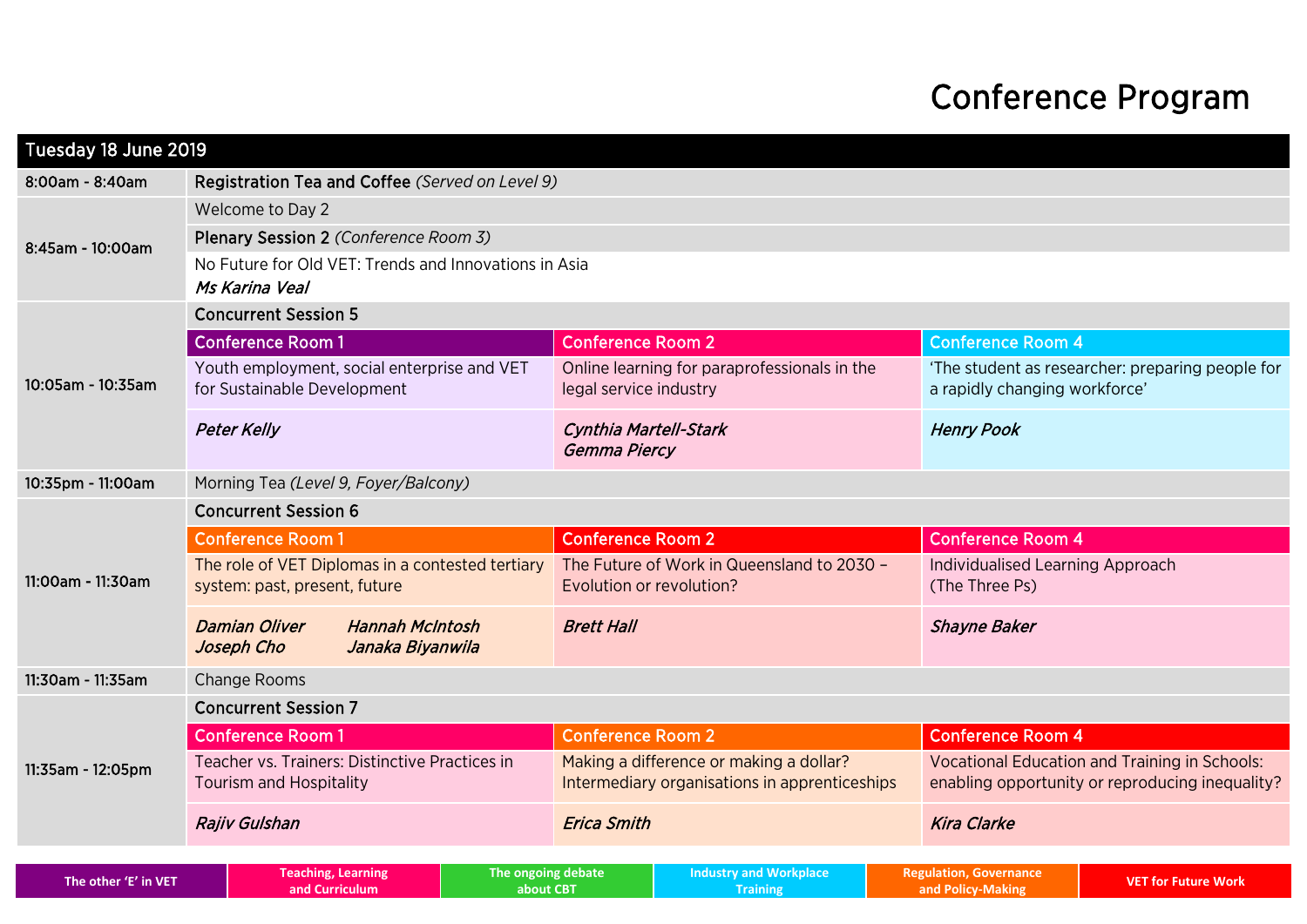# Conference Program

| Tuesday 18 June 2019 | | | |
|---|---|---|---|
| 8:00am - 8:40am | **Registration Tea and Coffee** *(Served on Level 9)* | | |
| 8:45am - 10:00am | Welcome to Day 2 | | |
| | **Plenary Session 2** *(Conference Room 3)* | | |
| | No Future for Old VET: Trends and Innovations in Asia<br>***Ms Karina Veal*** | | |
| 10:05am - 10:35am | **Concurrent Session 5** | | |
| | Conference Room 1 | Conference Room 2 | Conference Room 4 |
| | Youth employment, social enterprise and VET for Sustainable Development | Online learning for paraprofessionals in the legal service industry | 'The student as researcher: preparing people for a rapidly changing workforce' |
| | ***Peter Kelly*** | ***Cynthia Martell-Stark***<br>***Gemma Piercy*** | ***Henry Pook*** |
| 10:35pm - 11:00am | Morning Tea *(Level 9, Foyer/Balcony)* | | |
| 11:00am - 11:30am | **Concurrent Session 6** | | |
| | Conference Room 1 | Conference Room 2 | Conference Room 4 |
| | The role of VET Diplomas in a contested tertiary system: past, present, future | The Future of Work in Queensland to 2030 – Evolution or revolution? | Individualised Learning Approach (The Three Ps) |
| | ***Damian Oliver***<br>***Joseph Cho***<br>***Hannah McIntosh***<br>***Janaka Biyanwila*** | ***Brett Hall*** | ***Shayne Baker*** |
| 11:30am - 11:35am | Change Rooms | | |
| 11:35am - 12:05pm | **Concurrent Session 7** | | |
| | Conference Room 1 | Conference Room 2 | Conference Room 4 |
| | Teacher vs. Trainers: Distinctive Practices in Tourism and Hospitality | Making a difference or making a dollar? Intermediary organisations in apprenticeships | Vocational Education and Training in Schools: enabling opportunity or reproducing inequality? |
| | ***Rajiv Gulshan*** | ***Erica Smith*** | ***Kira Clarke*** |

| The other 'E' in VET | Teaching, Learning and Curriculum | The ongoing debate about CBT | Industry and Workplace Training | Regulation, Governance and Policy-Making | VET for Future Work |
|---|---|---|---|---|---|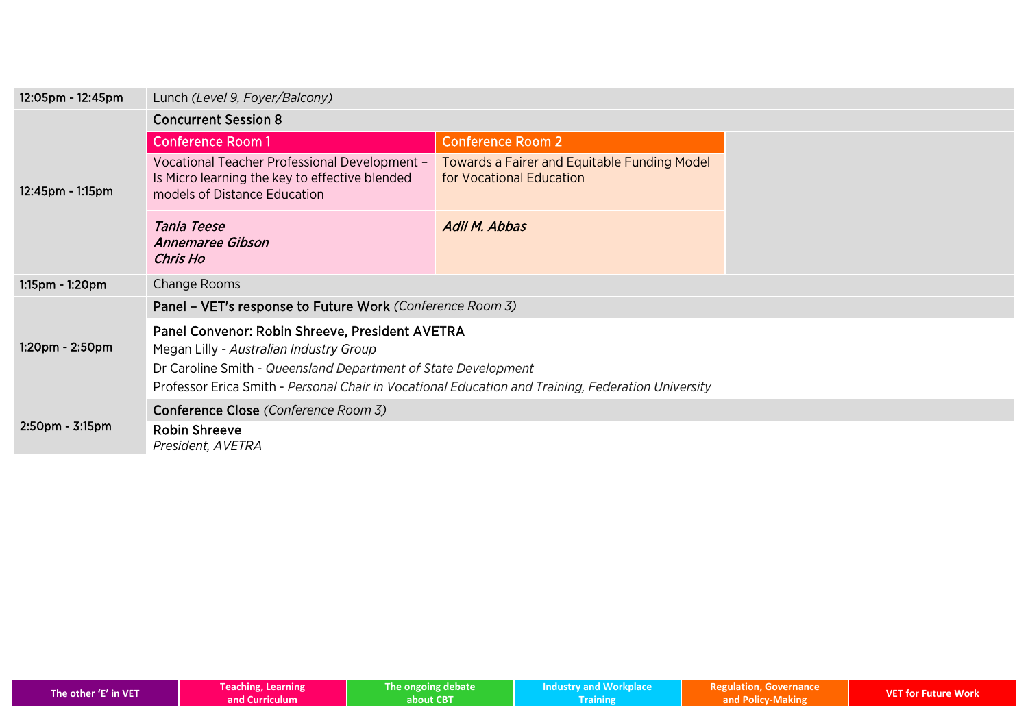| | | | |
|---|---|---|---|
| 12:05pm - 12:45pm | Lunch *(Level 9, Foyer/Balcony)* | | |
| 12:45pm - 1:15pm | Concurrent Session 8 | | |
| | Conference Room 1 | Conference Room 2 | |
| | Vocational Teacher Professional Development – Is Micro learning the key to effective blended models of Distance Education | Towards a Fairer and Equitable Funding Model for Vocational Education | |
| | *Tania Teese*<br>*Annemaree Gibson*<br>*Chris Ho* | *Adil M. Abbas* | |
| 1:15pm - 1:20pm | Change Rooms | | |
| 1:20pm - 2:50pm | Panel – VET's response to Future Work *(Conference Room 3)*<br><br>Panel Convenor: Robin Shreeve, President AVETRA<br>Megan Lilly - *Australian Industry Group*<br>Dr Caroline Smith - *Queensland Department of State Development*<br>Professor Erica Smith - *Personal Chair in Vocational Education and Training, Federation University* | | |
| 2:50pm - 3:15pm | Conference Close *(Conference Room 3)*<br><br>Robin Shreeve<br>*President, AVETRA* | | |

| The other 'E' in VET | Teaching, Learning and Curriculum | The ongoing debate about CBT | Industry and Workplace Training | Regulation, Governance and Policy-Making | VET for Future Work |
|---|---|---|---|---|---|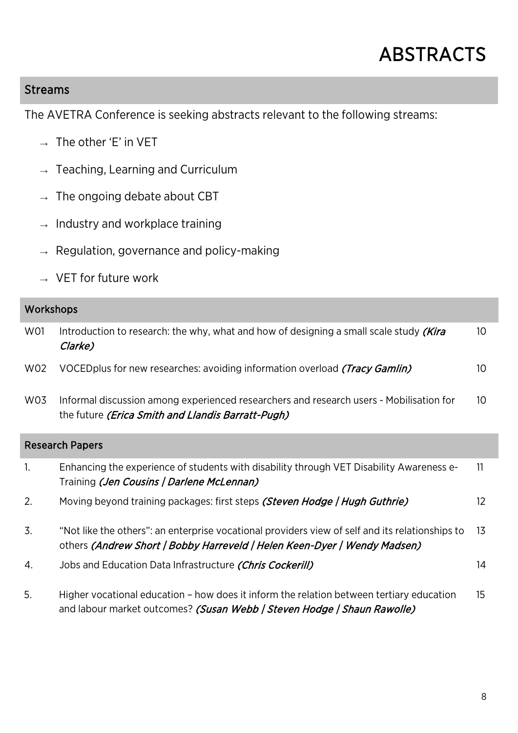# ABSTRACTS

## Streams

The AVETRA Conference is seeking abstracts relevant to the following streams:

- → The other 'E' in VET
- → Teaching, Learning and Curriculum
- → The ongoing debate about CBT
- → Industry and workplace training
- → Regulation, governance and policy-making
- → VET for future work

## Workshops

| | | |
|---|---|---|
| W01 | Introduction to research: the why, what and how of designing a small scale study *(Kira Clarke)* | 10 |
| W02 | VOCEDplus for new researches: avoiding information overload *(Tracy Gamlin)* | 10 |
| W03 | Informal discussion among experienced researchers and research users - Mobilisation for the future *(Erica Smith and Llandis Barratt-Pugh)* | 10 |

## Research Papers

| | | |
|---|---|---|
| 1. | Enhancing the experience of students with disability through VET Disability Awareness e-Training *(Jen Cousins / Darlene McLennan)* | 11 |
| 2. | Moving beyond training packages: first steps *(Steven Hodge / Hugh Guthrie)* | 12 |
| 3. | "Not like the others": an enterprise vocational providers view of self and its relationships to others *(Andrew Short / Bobby Harreveld / Helen Keen-Dyer / Wendy Madsen)* | 13 |
| 4. | Jobs and Education Data Infrastructure *(Chris Cockerill)* | 14 |
| 5. | Higher vocational education – how does it inform the relation between tertiary education and labour market outcomes? *(Susan Webb / Steven Hodge / Shaun Rawolle)* | 15 |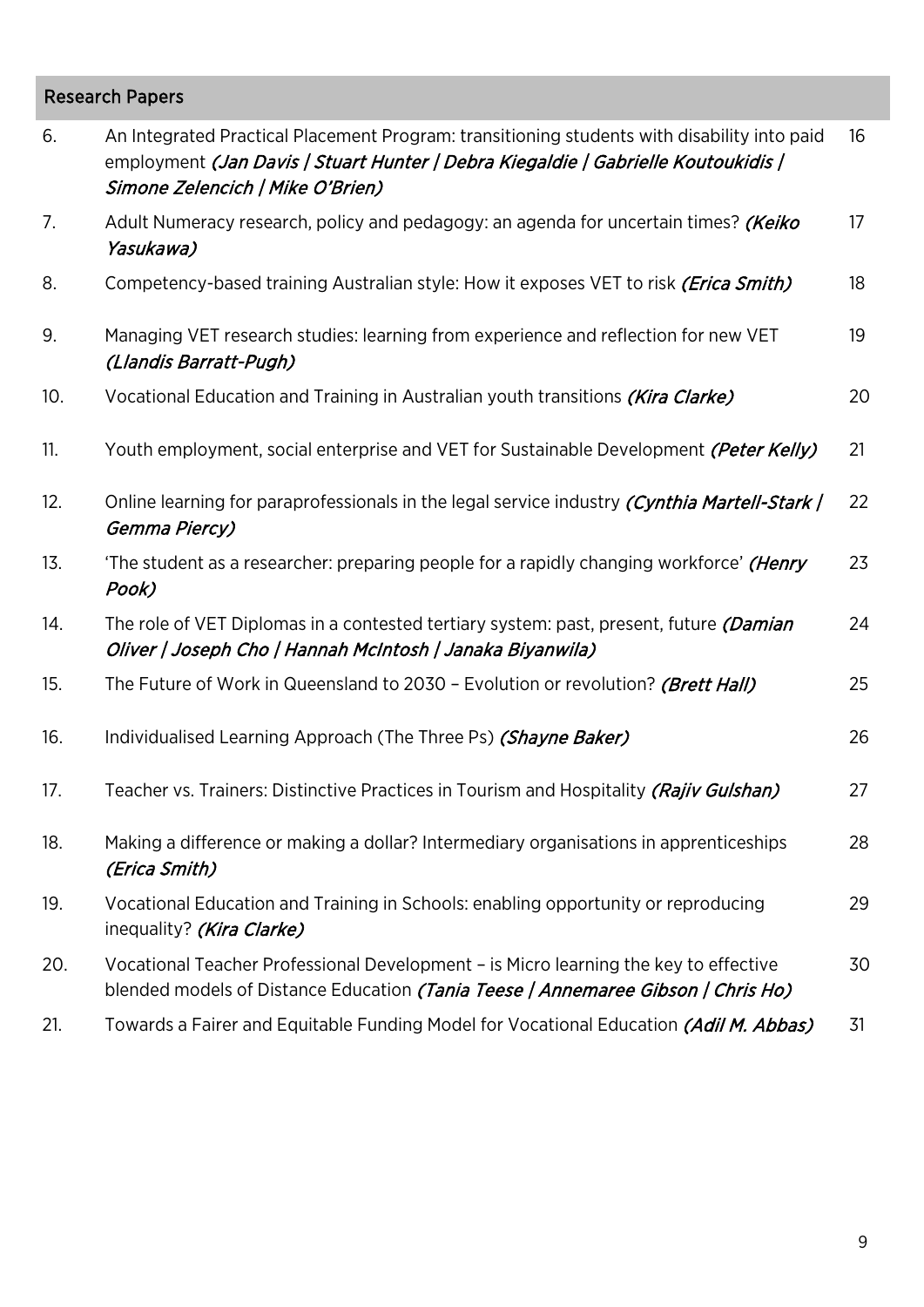## Research Papers

| | | |
|---|---|---|
| 6. | An Integrated Practical Placement Program: transitioning students with disability into paid employment *(Jan Davis / Stuart Hunter / Debra Kiegaldie / Gabrielle Koutoukidis / Simone Zelencich / Mike O'Brien)* | 16 |
| 7. | Adult Numeracy research, policy and pedagogy: an agenda for uncertain times? *(Keiko Yasukawa)* | 17 |
| 8. | Competency-based training Australian style: How it exposes VET to risk *(Erica Smith)* | 18 |
| 9. | Managing VET research studies: learning from experience and reflection for new VET *(Llandis Barratt-Pugh)* | 19 |
| 10. | Vocational Education and Training in Australian youth transitions *(Kira Clarke)* | 20 |
| 11. | Youth employment, social enterprise and VET for Sustainable Development *(Peter Kelly)* | 21 |
| 12. | Online learning for paraprofessionals in the legal service industry *(Cynthia Martell-Stark / Gemma Piercy)* | 22 |
| 13. | 'The student as a researcher: preparing people for a rapidly changing workforce' *(Henry Pook)* | 23 |
| 14. | The role of VET Diplomas in a contested tertiary system: past, present, future *(Damian Oliver / Joseph Cho / Hannah McIntosh / Janaka Biyanwila)* | 24 |
| 15. | The Future of Work in Queensland to 2030 – Evolution or revolution? *(Brett Hall)* | 25 |
| 16. | Individualised Learning Approach (The Three Ps) *(Shayne Baker)* | 26 |
| 17. | Teacher vs. Trainers: Distinctive Practices in Tourism and Hospitality *(Rajiv Gulshan)* | 27 |
| 18. | Making a difference or making a dollar? Intermediary organisations in apprenticeships *(Erica Smith)* | 28 |
| 19. | Vocational Education and Training in Schools: enabling opportunity or reproducing inequality? *(Kira Clarke)* | 29 |
| 20. | Vocational Teacher Professional Development – is Micro learning the key to effective blended models of Distance Education *(Tania Teese / Annemaree Gibson / Chris Ho)* | 30 |
| 21. | Towards a Fairer and Equitable Funding Model for Vocational Education *(Adil M. Abbas)* | 31 |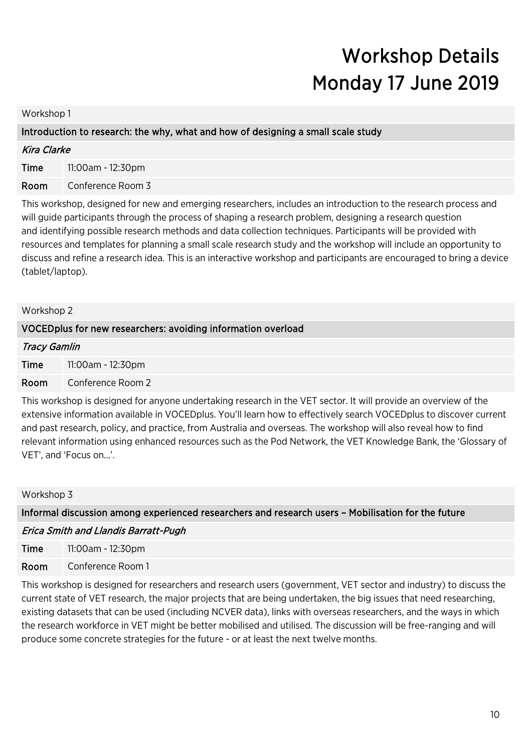# Workshop Details
# Monday 17 June 2019

## Workshop 1

### Introduction to research: the why, what and how of designing a small scale study

*Kira Clarke*

| | |
|---|---|
| **Time** | 11:00am - 12:30pm |
| **Room** | Conference Room 3 |

This workshop, designed for new and emerging researchers, includes an introduction to the research process and will guide participants through the process of shaping a research problem, designing a research question and identifying possible research methods and data collection techniques. Participants will be provided with resources and templates for planning a small scale research study and the workshop will include an opportunity to discuss and refine a research idea. This is an interactive workshop and participants are encouraged to bring a device (tablet/laptop).

## Workshop 2

### VOCEDplus for new researchers: avoiding information overload

*Tracy Gamlin*

| | |
|---|---|
| **Time** | 11:00am - 12:30pm |
| **Room** | Conference Room 2 |

This workshop is designed for anyone undertaking research in the VET sector. It will provide an overview of the extensive information available in VOCEDplus. You'll learn how to effectively search VOCEDplus to discover current and past research, policy, and practice, from Australia and overseas. The workshop will also reveal how to find relevant information using enhanced resources such as the Pod Network, the VET Knowledge Bank, the 'Glossary of VET', and 'Focus on…'.

## Workshop 3

### Informal discussion among experienced researchers and research users – Mobilisation for the future

*Erica Smith and Llandis Barratt-Pugh*

| | |
|---|---|
| **Time** | 11:00am - 12:30pm |
| **Room** | Conference Room 1 |

This workshop is designed for researchers and research users (government, VET sector and industry) to discuss the current state of VET research, the major projects that are being undertaken, the big issues that need researching, existing datasets that can be used (including NCVER data), links with overseas researchers, and the ways in which the research workforce in VET might be better mobilised and utilised. The discussion will be free-ranging and will produce some concrete strategies for the future - or at least the next twelve months.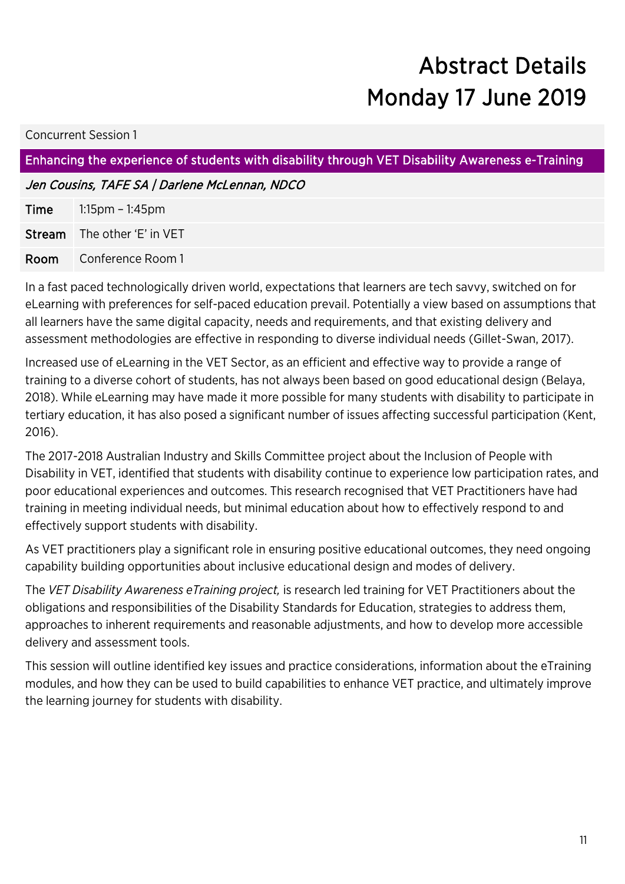# Abstract Details
# Monday 17 June 2019

Concurrent Session 1

## Enhancing the experience of students with disability through VET Disability Awareness e-Training

*Jen Cousins, TAFE SA | Darlene McLennan, NDCO*

| | |
|---|---|
| **Time** | 1:15pm – 1:45pm |
| **Stream** | The other 'E' in VET |
| **Room** | Conference Room 1 |

In a fast paced technologically driven world, expectations that learners are tech savvy, switched on for eLearning with preferences for self-paced education prevail. Potentially a view based on assumptions that all learners have the same digital capacity, needs and requirements, and that existing delivery and assessment methodologies are effective in responding to diverse individual needs (Gillet-Swan, 2017).

Increased use of eLearning in the VET Sector, as an efficient and effective way to provide a range of training to a diverse cohort of students, has not always been based on good educational design (Belaya, 2018). While eLearning may have made it more possible for many students with disability to participate in tertiary education, it has also posed a significant number of issues affecting successful participation (Kent, 2016).

The 2017-2018 Australian Industry and Skills Committee project about the Inclusion of People with Disability in VET, identified that students with disability continue to experience low participation rates, and poor educational experiences and outcomes. This research recognised that VET Practitioners have had training in meeting individual needs, but minimal education about how to effectively respond to and effectively support students with disability.

As VET practitioners play a significant role in ensuring positive educational outcomes, they need ongoing capability building opportunities about inclusive educational design and modes of delivery.

The *VET Disability Awareness eTraining project,* is research led training for VET Practitioners about the obligations and responsibilities of the Disability Standards for Education, strategies to address them, approaches to inherent requirements and reasonable adjustments, and how to develop more accessible delivery and assessment tools.

This session will outline identified key issues and practice considerations, information about the eTraining modules, and how they can be used to build capabilities to enhance VET practice, and ultimately improve the learning journey for students with disability.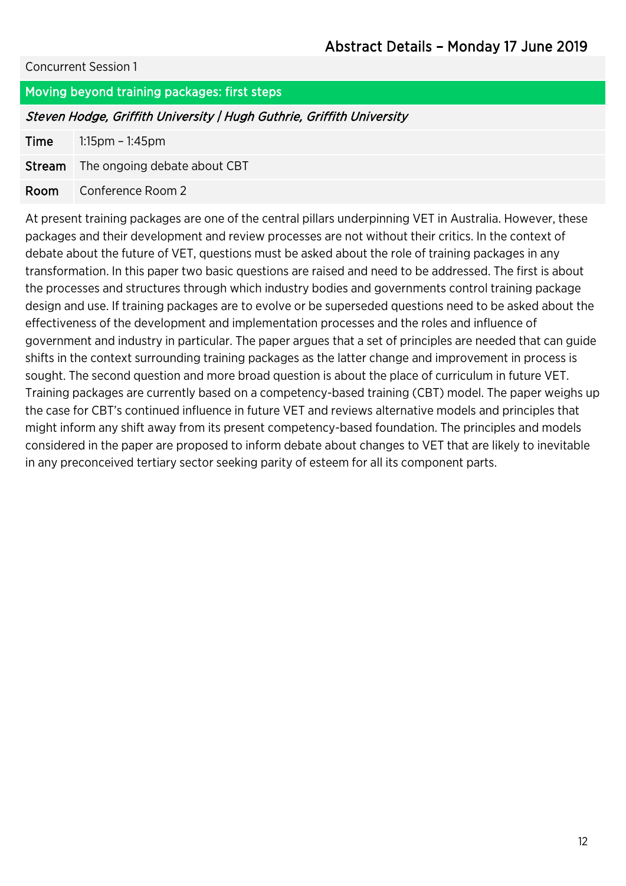## Abstract Details – Monday 17 June 2019

Concurrent Session 1

### Moving beyond training packages: first steps

*Steven Hodge, Griffith University | Hugh Guthrie, Griffith University*

| | |
|---|---|
| **Time** | 1:15pm – 1:45pm |
| **Stream** | The ongoing debate about CBT |
| **Room** | Conference Room 2 |

At present training packages are one of the central pillars underpinning VET in Australia. However, these packages and their development and review processes are not without their critics. In the context of debate about the future of VET, questions must be asked about the role of training packages in any transformation. In this paper two basic questions are raised and need to be addressed. The first is about the processes and structures through which industry bodies and governments control training package design and use. If training packages are to evolve or be superseded questions need to be asked about the effectiveness of the development and implementation processes and the roles and influence of government and industry in particular. The paper argues that a set of principles are needed that can guide shifts in the context surrounding training packages as the latter change and improvement in process is sought. The second question and more broad question is about the place of curriculum in future VET. Training packages are currently based on a competency-based training (CBT) model. The paper weighs up the case for CBT's continued influence in future VET and reviews alternative models and principles that might inform any shift away from its present competency-based foundation. The principles and models considered in the paper are proposed to inform debate about changes to VET that are likely to inevitable in any preconceived tertiary sector seeking parity of esteem for all its component parts.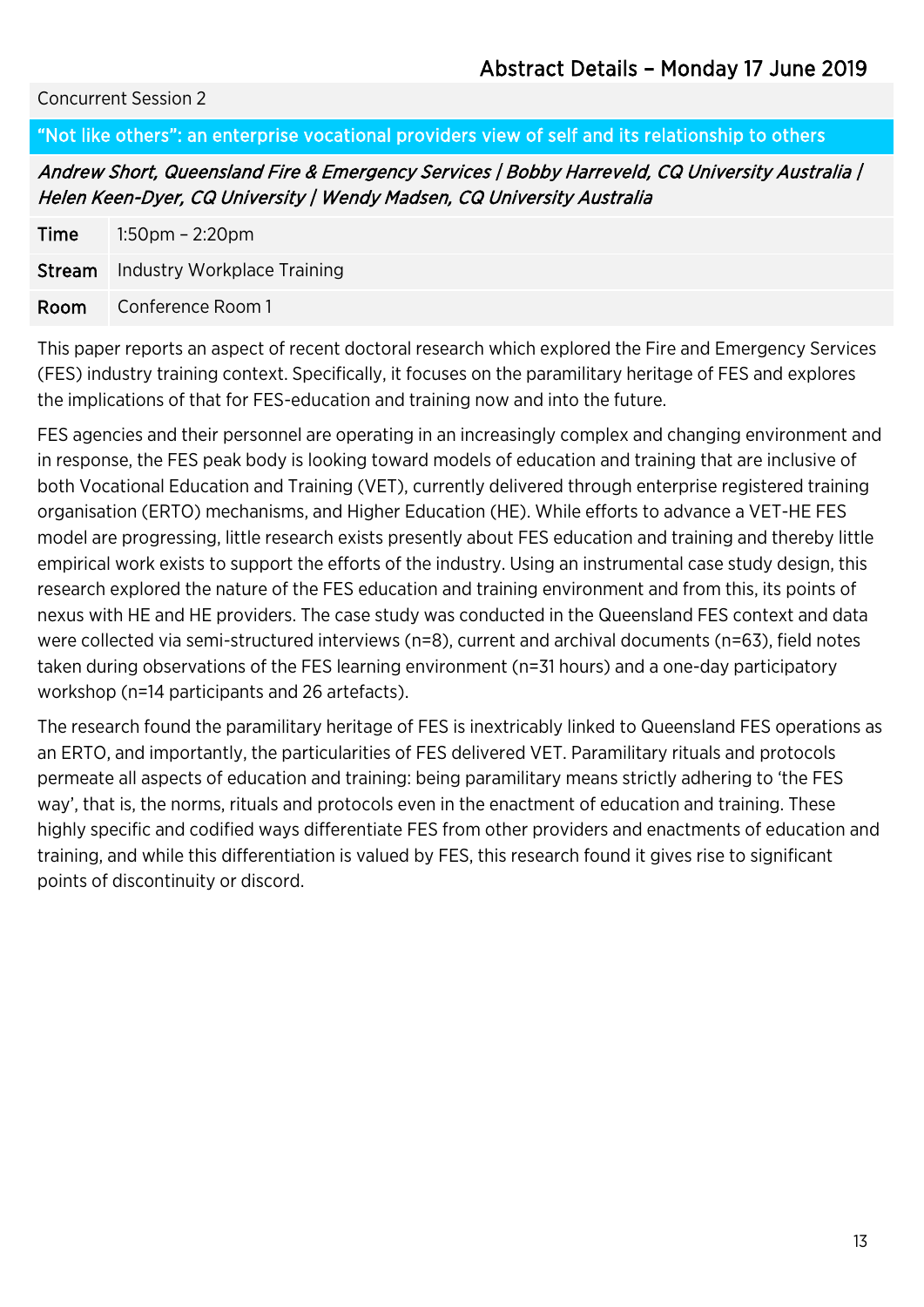## Abstract Details – Monday 17 June 2019

Concurrent Session 2

### "Not like others": an enterprise vocational providers view of self and its relationship to others

*Andrew Short, Queensland Fire & Emergency Services | Bobby Harreveld, CQ University Australia | Helen Keen-Dyer, CQ University | Wendy Madsen, CQ University Australia*

| | |
|---|---|
| **Time** | 1:50pm – 2:20pm |
| **Stream** | Industry Workplace Training |
| **Room** | Conference Room 1 |

This paper reports an aspect of recent doctoral research which explored the Fire and Emergency Services (FES) industry training context. Specifically, it focuses on the paramilitary heritage of FES and explores the implications of that for FES-education and training now and into the future.

FES agencies and their personnel are operating in an increasingly complex and changing environment and in response, the FES peak body is looking toward models of education and training that are inclusive of both Vocational Education and Training (VET), currently delivered through enterprise registered training organisation (ERTO) mechanisms, and Higher Education (HE). While efforts to advance a VET-HE FES model are progressing, little research exists presently about FES education and training and thereby little empirical work exists to support the efforts of the industry. Using an instrumental case study design, this research explored the nature of the FES education and training environment and from this, its points of nexus with HE and HE providers. The case study was conducted in the Queensland FES context and data were collected via semi-structured interviews (n=8), current and archival documents (n=63), field notes taken during observations of the FES learning environment (n=31 hours) and a one-day participatory workshop (n=14 participants and 26 artefacts).

The research found the paramilitary heritage of FES is inextricably linked to Queensland FES operations as an ERTO, and importantly, the particularities of FES delivered VET. Paramilitary rituals and protocols permeate all aspects of education and training: being paramilitary means strictly adhering to 'the FES way', that is, the norms, rituals and protocols even in the enactment of education and training. These highly specific and codified ways differentiate FES from other providers and enactments of education and training, and while this differentiation is valued by FES, this research found it gives rise to significant points of discontinuity or discord.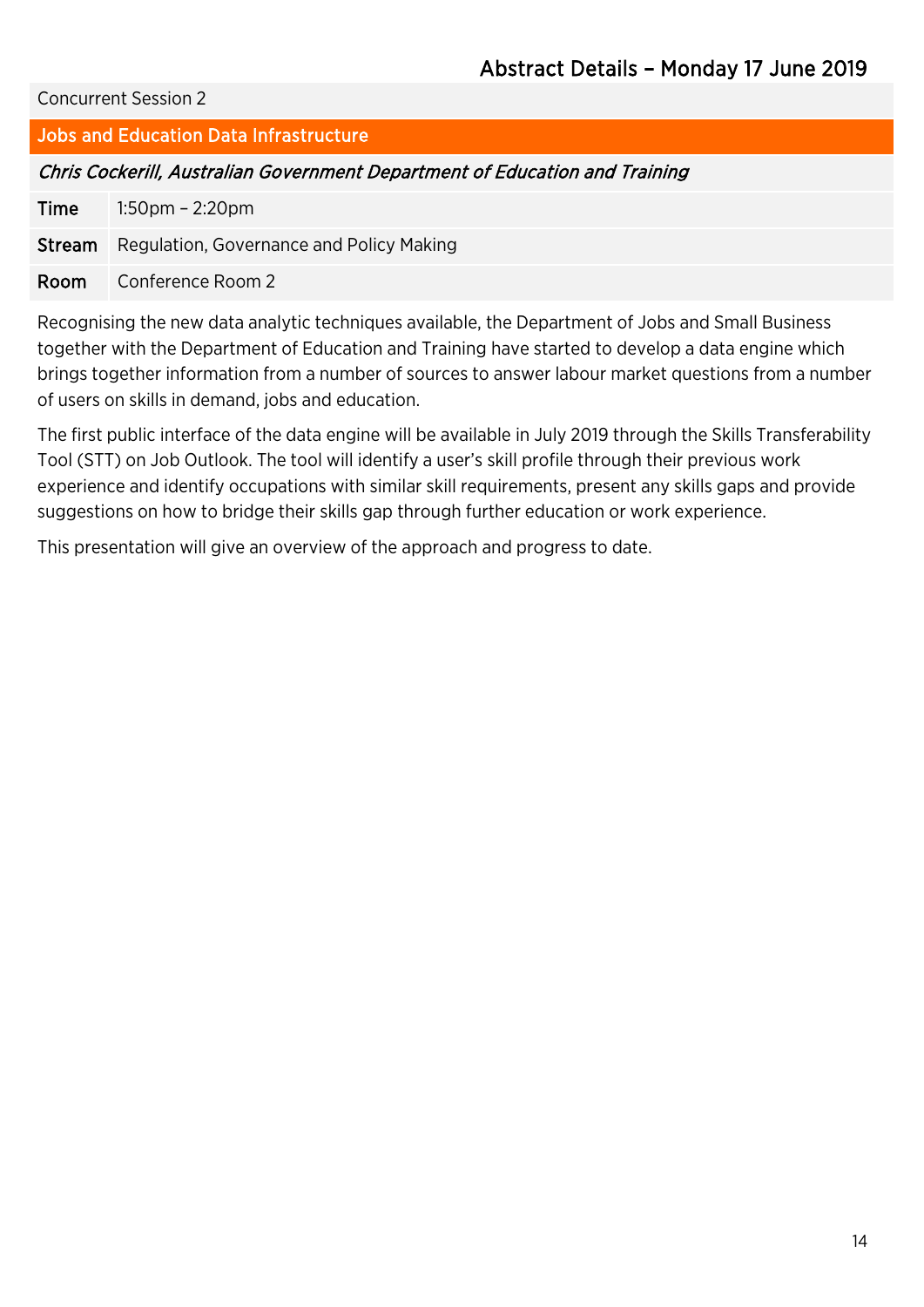# Abstract Details – Monday 17 June 2019

Concurrent Session 2

## Jobs and Education Data Infrastructure

*Chris Cockerill, Australian Government Department of Education and Training*

| | |
|---|---|
| **Time** | 1:50pm – 2:20pm |
| **Stream** | Regulation, Governance and Policy Making |
| **Room** | Conference Room 2 |

Recognising the new data analytic techniques available, the Department of Jobs and Small Business together with the Department of Education and Training have started to develop a data engine which brings together information from a number of sources to answer labour market questions from a number of users on skills in demand, jobs and education.

The first public interface of the data engine will be available in July 2019 through the Skills Transferability Tool (STT) on Job Outlook. The tool will identify a user's skill profile through their previous work experience and identify occupations with similar skill requirements, present any skills gaps and provide suggestions on how to bridge their skills gap through further education or work experience.

This presentation will give an overview of the approach and progress to date.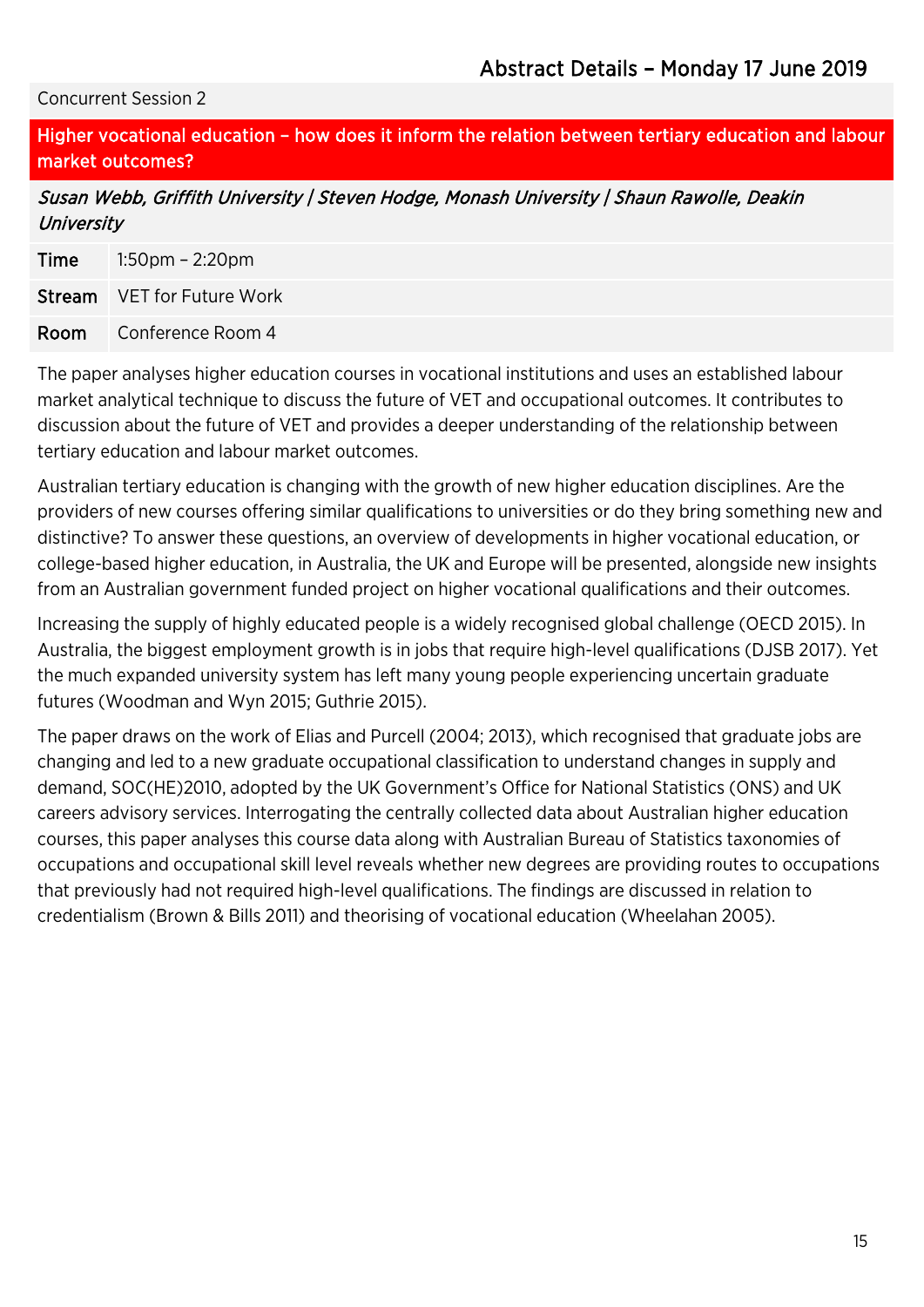Concurrent Session 2

## Higher vocational education – how does it inform the relation between tertiary education and labour market outcomes?

*Susan Webb, Griffith University | Steven Hodge, Monash University | Shaun Rawolle, Deakin University*

| | |
|---|---|
| **Time** | 1:50pm – 2:20pm |
| **Stream** | VET for Future Work |
| **Room** | Conference Room 4 |

The paper analyses higher education courses in vocational institutions and uses an established labour market analytical technique to discuss the future of VET and occupational outcomes. It contributes to discussion about the future of VET and provides a deeper understanding of the relationship between tertiary education and labour market outcomes.

Australian tertiary education is changing with the growth of new higher education disciplines. Are the providers of new courses offering similar qualifications to universities or do they bring something new and distinctive? To answer these questions, an overview of developments in higher vocational education, or college-based higher education, in Australia, the UK and Europe will be presented, alongside new insights from an Australian government funded project on higher vocational qualifications and their outcomes.

Increasing the supply of highly educated people is a widely recognised global challenge (OECD 2015). In Australia, the biggest employment growth is in jobs that require high-level qualifications (DJSB 2017). Yet the much expanded university system has left many young people experiencing uncertain graduate futures (Woodman and Wyn 2015; Guthrie 2015).

The paper draws on the work of Elias and Purcell (2004; 2013), which recognised that graduate jobs are changing and led to a new graduate occupational classification to understand changes in supply and demand, SOC(HE)2010, adopted by the UK Government's Office for National Statistics (ONS) and UK careers advisory services. Interrogating the centrally collected data about Australian higher education courses, this paper analyses this course data along with Australian Bureau of Statistics taxonomies of occupations and occupational skill level reveals whether new degrees are providing routes to occupations that previously had not required high-level qualifications. The findings are discussed in relation to credentialism (Brown & Bills 2011) and theorising of vocational education (Wheelahan 2005).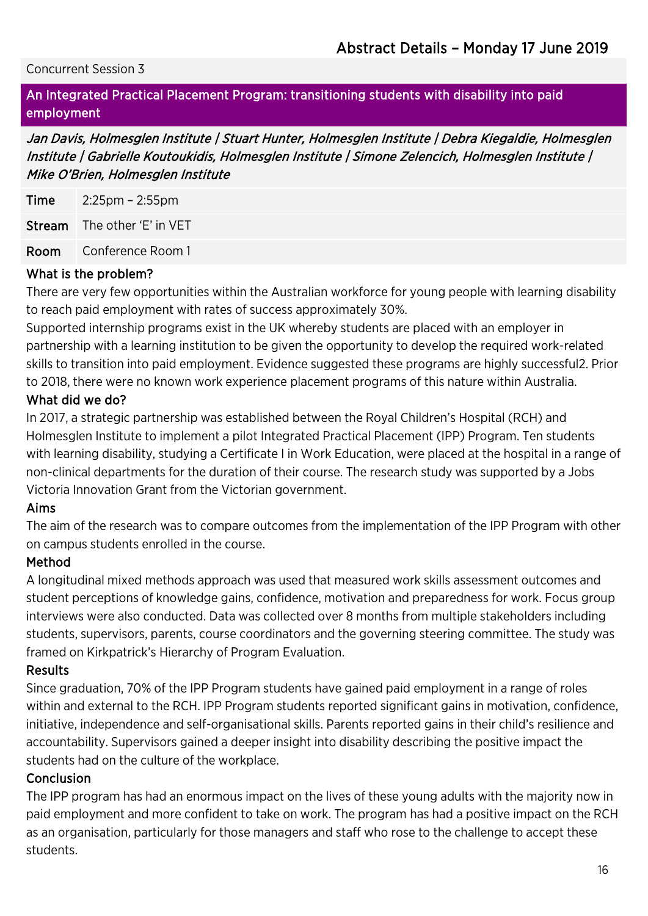Concurrent Session 3

## An Integrated Practical Placement Program: transitioning students with disability into paid employment

*Jan Davis, Holmesglen Institute | Stuart Hunter, Holmesglen Institute | Debra Kiegaldie, Holmesglen Institute | Gabrielle Koutoukidis, Holmesglen Institute | Simone Zelencich, Holmesglen Institute | Mike O'Brien, Holmesglen Institute*

| | |
|---|---|
| **Time** | 2:25pm – 2:55pm |
| **Stream** | The other 'E' in VET |
| **Room** | Conference Room 1 |

### What is the problem?

There are very few opportunities within the Australian workforce for young people with learning disability to reach paid employment with rates of success approximately 30%.

Supported internship programs exist in the UK whereby students are placed with an employer in partnership with a learning institution to be given the opportunity to develop the required work-related skills to transition into paid employment. Evidence suggested these programs are highly successful2. Prior to 2018, there were no known work experience placement programs of this nature within Australia.

### What did we do?

In 2017, a strategic partnership was established between the Royal Children's Hospital (RCH) and Holmesglen Institute to implement a pilot Integrated Practical Placement (IPP) Program. Ten students with learning disability, studying a Certificate I in Work Education, were placed at the hospital in a range of non-clinical departments for the duration of their course. The research study was supported by a Jobs Victoria Innovation Grant from the Victorian government.

### Aims

The aim of the research was to compare outcomes from the implementation of the IPP Program with other on campus students enrolled in the course.

### Method

A longitudinal mixed methods approach was used that measured work skills assessment outcomes and student perceptions of knowledge gains, confidence, motivation and preparedness for work. Focus group interviews were also conducted. Data was collected over 8 months from multiple stakeholders including students, supervisors, parents, course coordinators and the governing steering committee. The study was framed on Kirkpatrick's Hierarchy of Program Evaluation.

### Results

Since graduation, 70% of the IPP Program students have gained paid employment in a range of roles within and external to the RCH. IPP Program students reported significant gains in motivation, confidence, initiative, independence and self-organisational skills. Parents reported gains in their child's resilience and accountability. Supervisors gained a deeper insight into disability describing the positive impact the students had on the culture of the workplace.

### Conclusion

The IPP program has had an enormous impact on the lives of these young adults with the majority now in paid employment and more confident to take on work. The program has had a positive impact on the RCH as an organisation, particularly for those managers and staff who rose to the challenge to accept these students.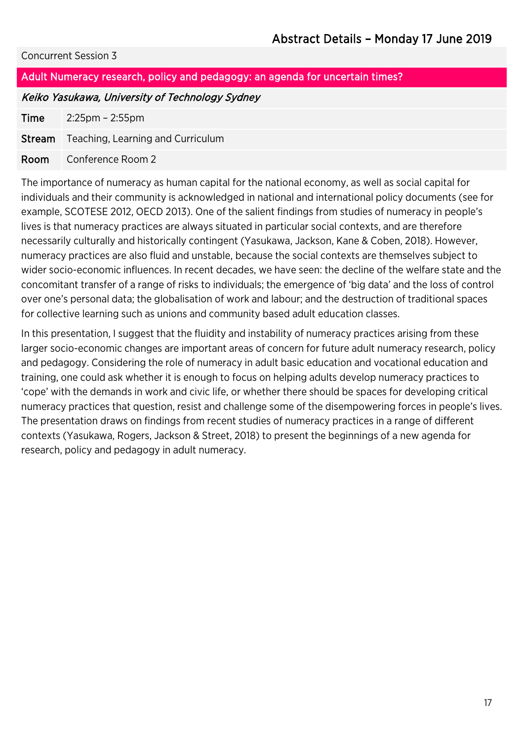Abstract Details – Monday 17 June 2019

Concurrent Session 3

## Adult Numeracy research, policy and pedagogy: an agenda for uncertain times?

*Keiko Yasukawa, University of Technology Sydney*

| | |
|---|---|
| **Time** | 2:25pm – 2:55pm |
| **Stream** | Teaching, Learning and Curriculum |
| **Room** | Conference Room 2 |

The importance of numeracy as human capital for the national economy, as well as social capital for individuals and their community is acknowledged in national and international policy documents (see for example, SCOTESE 2012, OECD 2013). One of the salient findings from studies of numeracy in people's lives is that numeracy practices are always situated in particular social contexts, and are therefore necessarily culturally and historically contingent (Yasukawa, Jackson, Kane & Coben, 2018). However, numeracy practices are also fluid and unstable, because the social contexts are themselves subject to wider socio-economic influences. In recent decades, we have seen: the decline of the welfare state and the concomitant transfer of a range of risks to individuals; the emergence of 'big data' and the loss of control over one's personal data; the globalisation of work and labour; and the destruction of traditional spaces for collective learning such as unions and community based adult education classes.

In this presentation, I suggest that the fluidity and instability of numeracy practices arising from these larger socio-economic changes are important areas of concern for future adult numeracy research, policy and pedagogy. Considering the role of numeracy in adult basic education and vocational education and training, one could ask whether it is enough to focus on helping adults develop numeracy practices to 'cope' with the demands in work and civic life, or whether there should be spaces for developing critical numeracy practices that question, resist and challenge some of the disempowering forces in people's lives. The presentation draws on findings from recent studies of numeracy practices in a range of different contexts (Yasukawa, Rogers, Jackson & Street, 2018) to present the beginnings of a new agenda for research, policy and pedagogy in adult numeracy.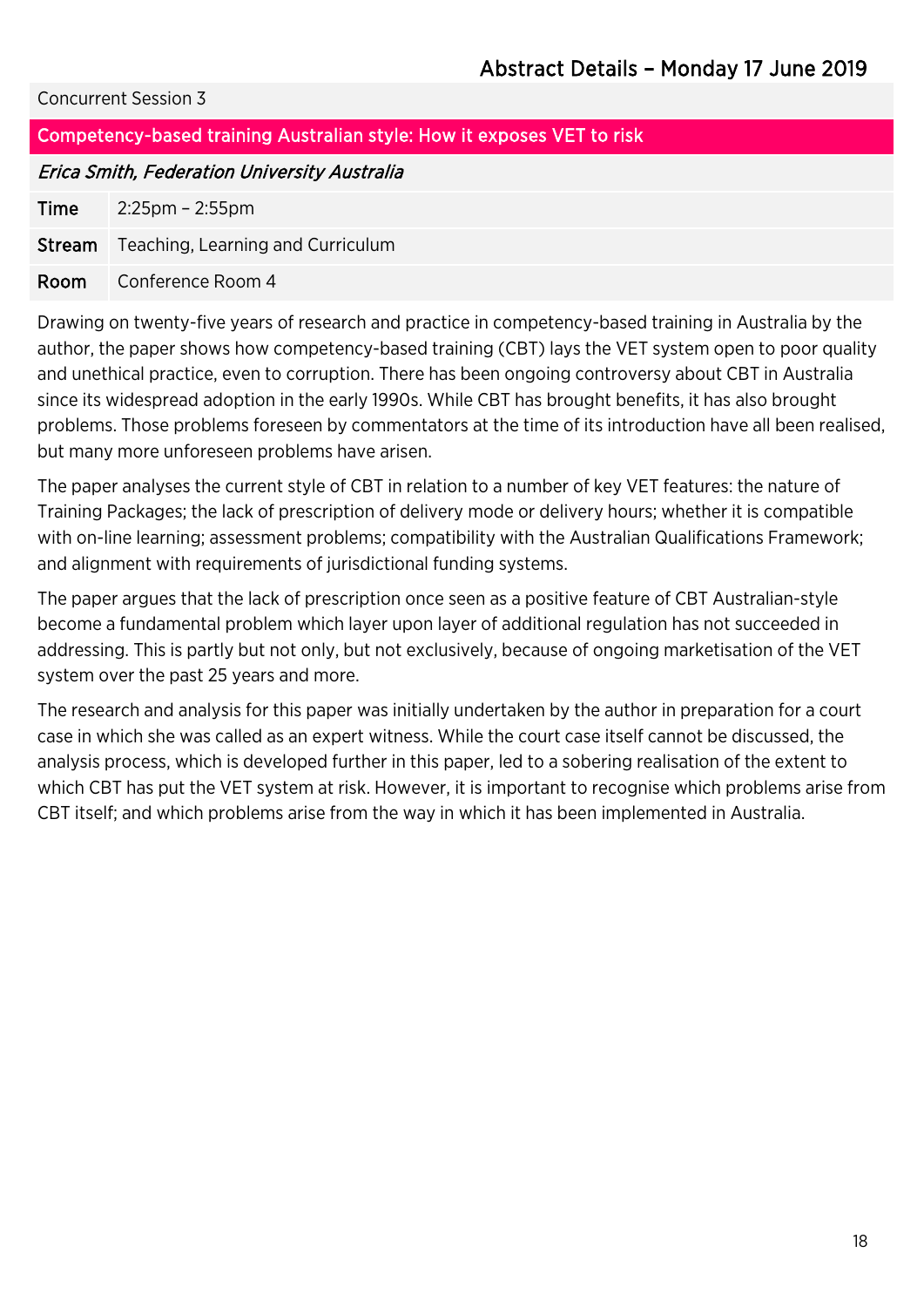Abstract Details – Monday 17 June 2019

Concurrent Session 3

## Competency-based training Australian style: How it exposes VET to risk

*Erica Smith, Federation University Australia*

| | |
|---|---|
| **Time** | 2:25pm – 2:55pm |
| **Stream** | Teaching, Learning and Curriculum |
| **Room** | Conference Room 4 |

Drawing on twenty-five years of research and practice in competency-based training in Australia by the author, the paper shows how competency-based training (CBT) lays the VET system open to poor quality and unethical practice, even to corruption. There has been ongoing controversy about CBT in Australia since its widespread adoption in the early 1990s. While CBT has brought benefits, it has also brought problems. Those problems foreseen by commentators at the time of its introduction have all been realised, but many more unforeseen problems have arisen.

The paper analyses the current style of CBT in relation to a number of key VET features: the nature of Training Packages; the lack of prescription of delivery mode or delivery hours; whether it is compatible with on-line learning; assessment problems; compatibility with the Australian Qualifications Framework; and alignment with requirements of jurisdictional funding systems.

The paper argues that the lack of prescription once seen as a positive feature of CBT Australian-style become a fundamental problem which layer upon layer of additional regulation has not succeeded in addressing. This is partly but not only, but not exclusively, because of ongoing marketisation of the VET system over the past 25 years and more.

The research and analysis for this paper was initially undertaken by the author in preparation for a court case in which she was called as an expert witness. While the court case itself cannot be discussed, the analysis process, which is developed further in this paper, led to a sobering realisation of the extent to which CBT has put the VET system at risk. However, it is important to recognise which problems arise from CBT itself; and which problems arise from the way in which it has been implemented in Australia.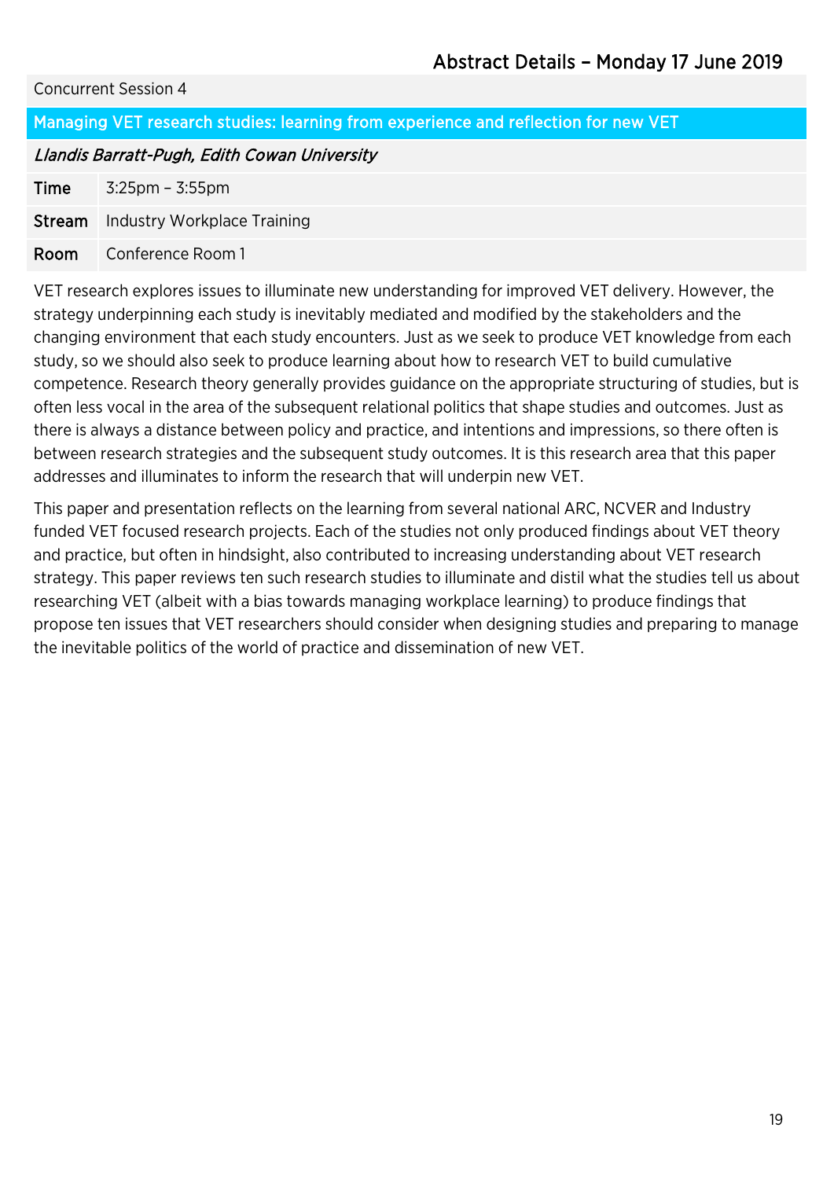# Abstract Details – Monday 17 June 2019

Concurrent Session 4

## Managing VET research studies: learning from experience and reflection for new VET

*Llandis Barratt-Pugh, Edith Cowan University*

| | |
|---|---|
| **Time** | 3:25pm – 3:55pm |
| **Stream** | Industry Workplace Training |
| **Room** | Conference Room 1 |

VET research explores issues to illuminate new understanding for improved VET delivery. However, the strategy underpinning each study is inevitably mediated and modified by the stakeholders and the changing environment that each study encounters. Just as we seek to produce VET knowledge from each study, so we should also seek to produce learning about how to research VET to build cumulative competence. Research theory generally provides guidance on the appropriate structuring of studies, but is often less vocal in the area of the subsequent relational politics that shape studies and outcomes. Just as there is always a distance between policy and practice, and intentions and impressions, so there often is between research strategies and the subsequent study outcomes. It is this research area that this paper addresses and illuminates to inform the research that will underpin new VET.

This paper and presentation reflects on the learning from several national ARC, NCVER and Industry funded VET focused research projects. Each of the studies not only produced findings about VET theory and practice, but often in hindsight, also contributed to increasing understanding about VET research strategy. This paper reviews ten such research studies to illuminate and distil what the studies tell us about researching VET (albeit with a bias towards managing workplace learning) to produce findings that propose ten issues that VET researchers should consider when designing studies and preparing to manage the inevitable politics of the world of practice and dissemination of new VET.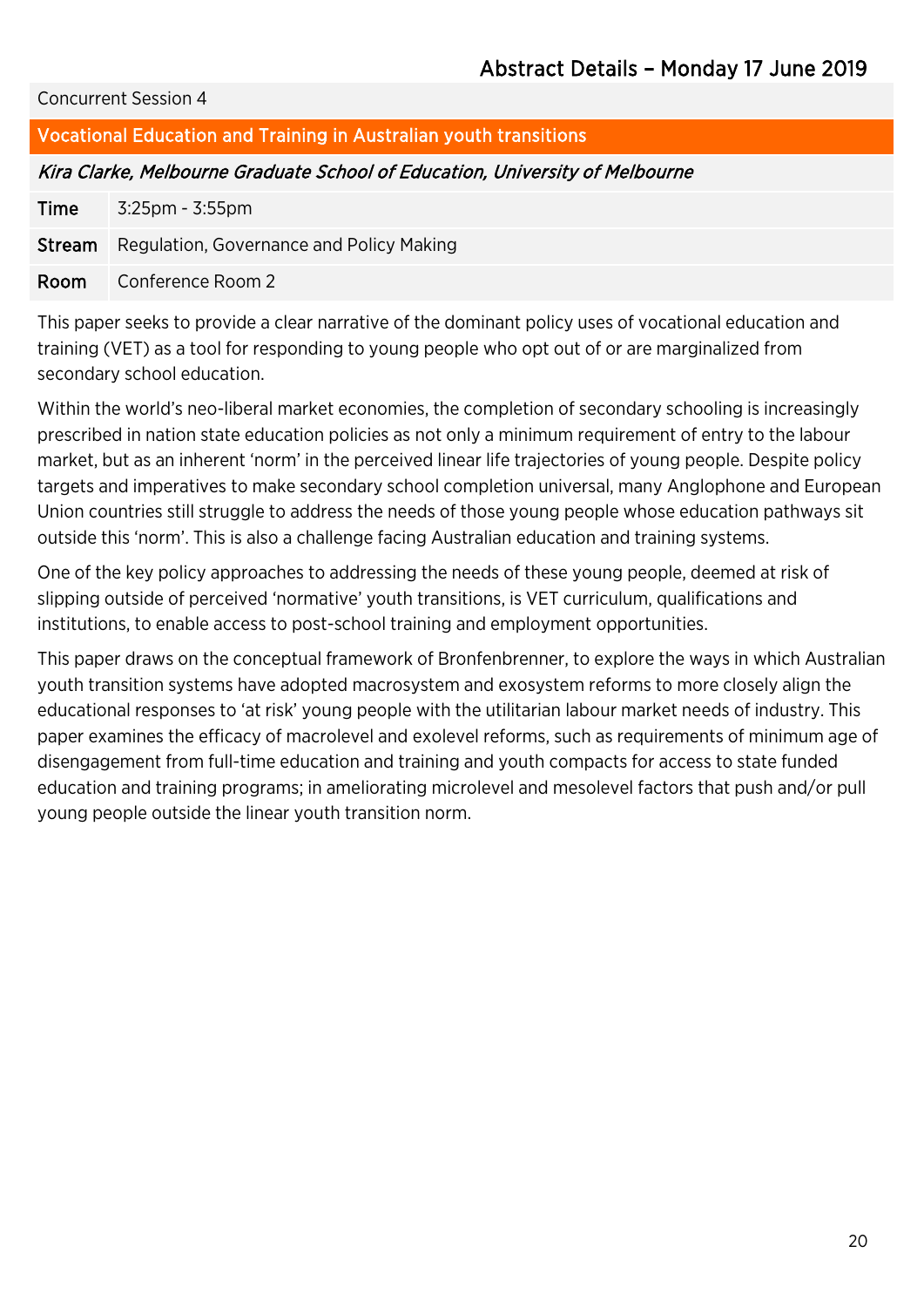## Abstract Details – Monday 17 June 2019

Concurrent Session 4

### Vocational Education and Training in Australian youth transitions

*Kira Clarke, Melbourne Graduate School of Education, University of Melbourne*

| | |
|---|---|
| **Time** | 3:25pm - 3:55pm |
| **Stream** | Regulation, Governance and Policy Making |
| **Room** | Conference Room 2 |

This paper seeks to provide a clear narrative of the dominant policy uses of vocational education and training (VET) as a tool for responding to young people who opt out of or are marginalized from secondary school education.

Within the world's neo-liberal market economies, the completion of secondary schooling is increasingly prescribed in nation state education policies as not only a minimum requirement of entry to the labour market, but as an inherent 'norm' in the perceived linear life trajectories of young people. Despite policy targets and imperatives to make secondary school completion universal, many Anglophone and European Union countries still struggle to address the needs of those young people whose education pathways sit outside this 'norm'. This is also a challenge facing Australian education and training systems.

One of the key policy approaches to addressing the needs of these young people, deemed at risk of slipping outside of perceived 'normative' youth transitions, is VET curriculum, qualifications and institutions, to enable access to post-school training and employment opportunities.

This paper draws on the conceptual framework of Bronfenbrenner, to explore the ways in which Australian youth transition systems have adopted macrosystem and exosystem reforms to more closely align the educational responses to 'at risk' young people with the utilitarian labour market needs of industry. This paper examines the efficacy of macrolevel and exolevel reforms, such as requirements of minimum age of disengagement from full-time education and training and youth compacts for access to state funded education and training programs; in ameliorating microlevel and mesolevel factors that push and/or pull young people outside the linear youth transition norm.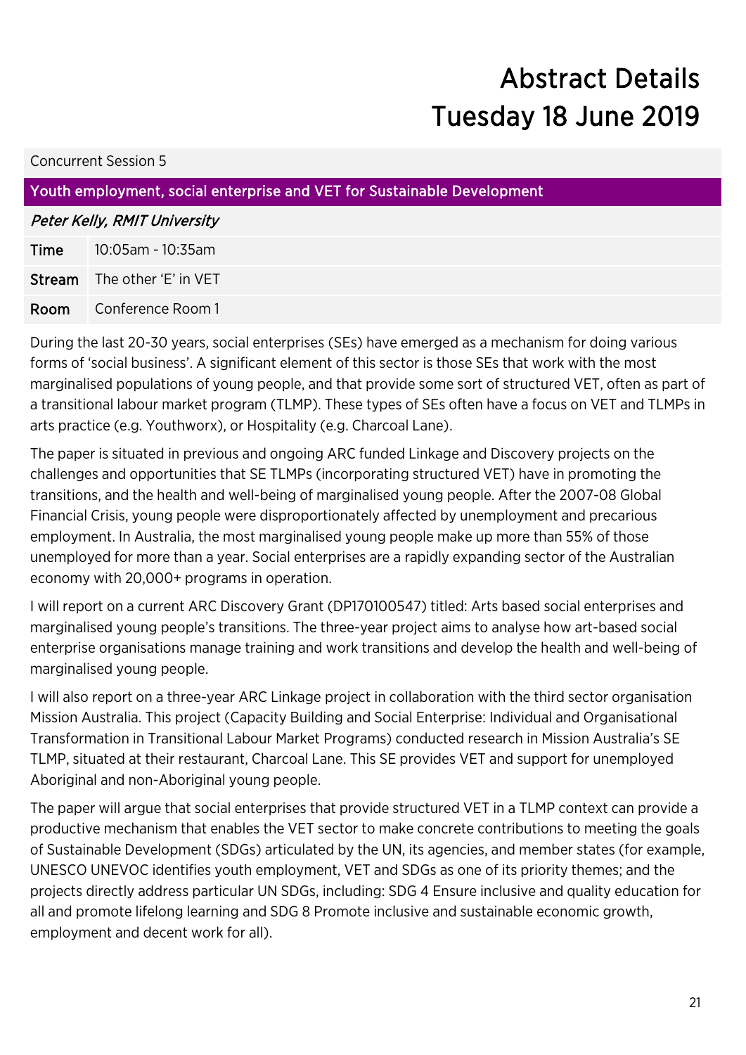# Abstract Details
# Tuesday 18 June 2019

Concurrent Session 5

## Youth employment, social enterprise and VET for Sustainable Development

*Peter Kelly, RMIT University*

| | |
|---|---|
| **Time** | 10:05am - 10:35am |
| **Stream** | The other 'E' in VET |
| **Room** | Conference Room 1 |

During the last 20-30 years, social enterprises (SEs) have emerged as a mechanism for doing various forms of 'social business'. A significant element of this sector is those SEs that work with the most marginalised populations of young people, and that provide some sort of structured VET, often as part of a transitional labour market program (TLMP). These types of SEs often have a focus on VET and TLMPs in arts practice (e.g. Youthworx), or Hospitality (e.g. Charcoal Lane).

The paper is situated in previous and ongoing ARC funded Linkage and Discovery projects on the challenges and opportunities that SE TLMPs (incorporating structured VET) have in promoting the transitions, and the health and well-being of marginalised young people. After the 2007-08 Global Financial Crisis, young people were disproportionately affected by unemployment and precarious employment. In Australia, the most marginalised young people make up more than 55% of those unemployed for more than a year. Social enterprises are a rapidly expanding sector of the Australian economy with 20,000+ programs in operation.

I will report on a current ARC Discovery Grant (DP170100547) titled: Arts based social enterprises and marginalised young people's transitions. The three-year project aims to analyse how art-based social enterprise organisations manage training and work transitions and develop the health and well-being of marginalised young people.

I will also report on a three-year ARC Linkage project in collaboration with the third sector organisation Mission Australia. This project (Capacity Building and Social Enterprise: Individual and Organisational Transformation in Transitional Labour Market Programs) conducted research in Mission Australia's SE TLMP, situated at their restaurant, Charcoal Lane. This SE provides VET and support for unemployed Aboriginal and non-Aboriginal young people.

The paper will argue that social enterprises that provide structured VET in a TLMP context can provide a productive mechanism that enables the VET sector to make concrete contributions to meeting the goals of Sustainable Development (SDGs) articulated by the UN, its agencies, and member states (for example, UNESCO UNEVOC identifies youth employment, VET and SDGs as one of its priority themes; and the projects directly address particular UN SDGs, including: SDG 4 Ensure inclusive and quality education for all and promote lifelong learning and SDG 8 Promote inclusive and sustainable economic growth, employment and decent work for all).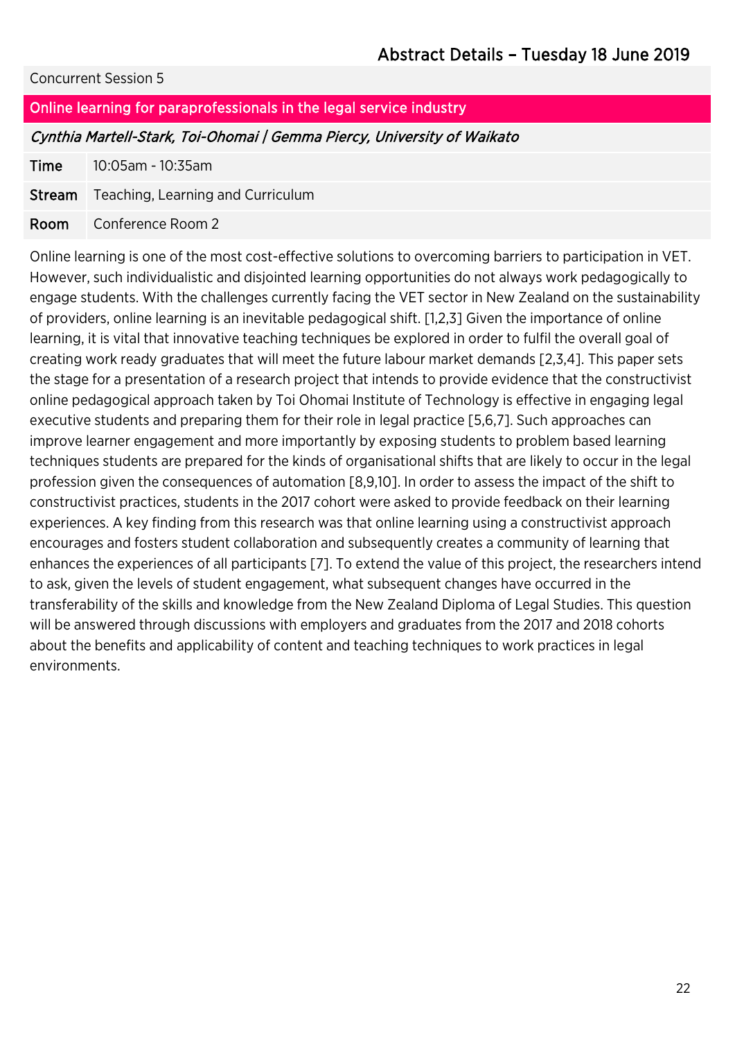## Abstract Details – Tuesday 18 June 2019

Concurrent Session 5

### Online learning for paraprofessionals in the legal service industry

*Cynthia Martell-Stark, Toi-Ohomai | Gemma Piercy, University of Waikato*

| | |
|---|---|
| **Time** | 10:05am - 10:35am |
| **Stream** | Teaching, Learning and Curriculum |
| **Room** | Conference Room 2 |

Online learning is one of the most cost-effective solutions to overcoming barriers to participation in VET. However, such individualistic and disjointed learning opportunities do not always work pedagogically to engage students. With the challenges currently facing the VET sector in New Zealand on the sustainability of providers, online learning is an inevitable pedagogical shift. [1,2,3] Given the importance of online learning, it is vital that innovative teaching techniques be explored in order to fulfil the overall goal of creating work ready graduates that will meet the future labour market demands [2,3,4]. This paper sets the stage for a presentation of a research project that intends to provide evidence that the constructivist online pedagogical approach taken by Toi Ohomai Institute of Technology is effective in engaging legal executive students and preparing them for their role in legal practice [5,6,7]. Such approaches can improve learner engagement and more importantly by exposing students to problem based learning techniques students are prepared for the kinds of organisational shifts that are likely to occur in the legal profession given the consequences of automation [8,9,10]. In order to assess the impact of the shift to constructivist practices, students in the 2017 cohort were asked to provide feedback on their learning experiences. A key finding from this research was that online learning using a constructivist approach encourages and fosters student collaboration and subsequently creates a community of learning that enhances the experiences of all participants [7]. To extend the value of this project, the researchers intend to ask, given the levels of student engagement, what subsequent changes have occurred in the transferability of the skills and knowledge from the New Zealand Diploma of Legal Studies. This question will be answered through discussions with employers and graduates from the 2017 and 2018 cohorts about the benefits and applicability of content and teaching techniques to work practices in legal environments.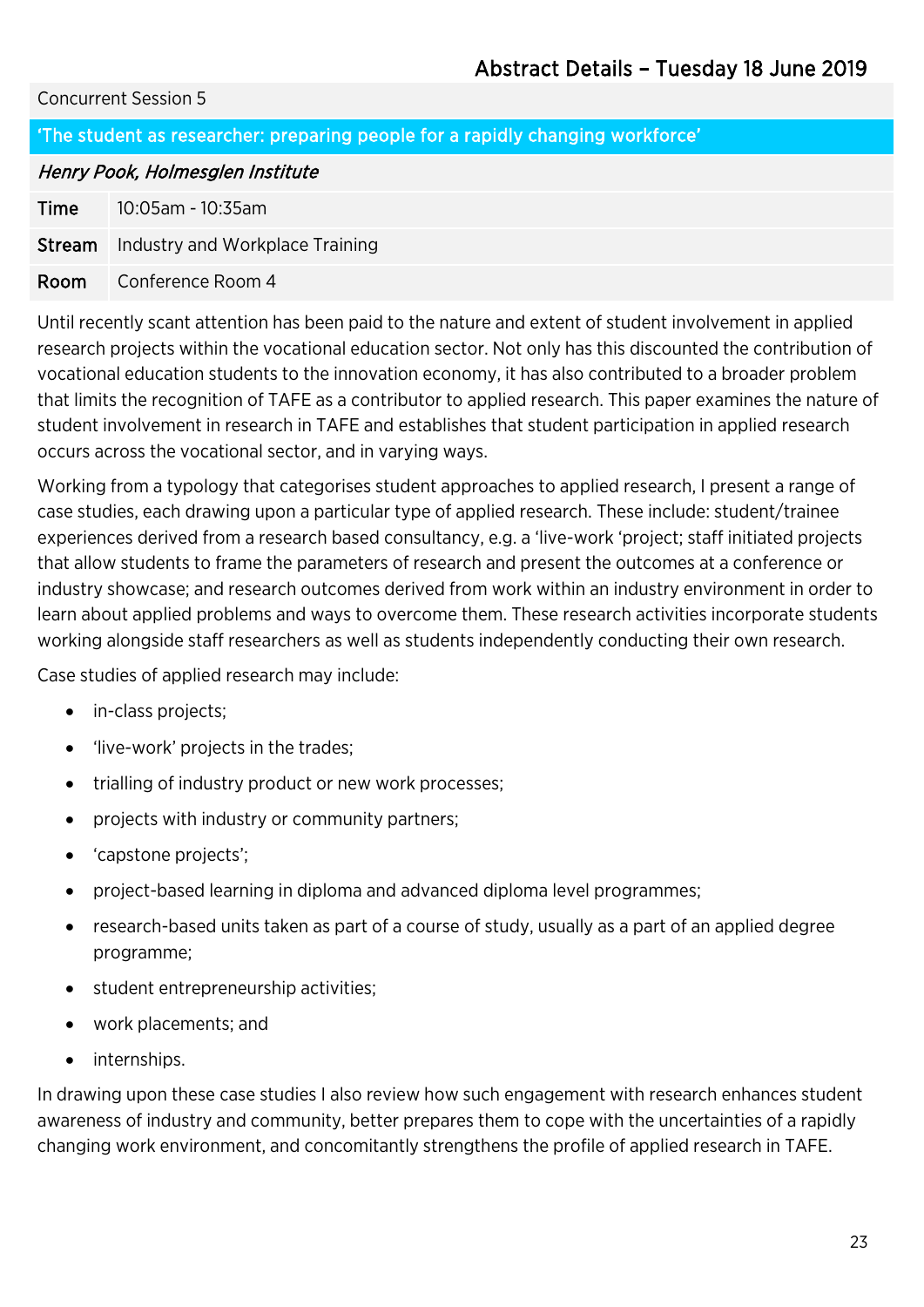## Abstract Details – Tuesday 18 June 2019

Concurrent Session 5

### 'The student as researcher: preparing people for a rapidly changing workforce'

*Henry Pook, Holmesglen Institute*

| | |
|---|---|
| **Time** | 10:05am - 10:35am |
| **Stream** | Industry and Workplace Training |
| **Room** | Conference Room 4 |

Until recently scant attention has been paid to the nature and extent of student involvement in applied research projects within the vocational education sector. Not only has this discounted the contribution of vocational education students to the innovation economy, it has also contributed to a broader problem that limits the recognition of TAFE as a contributor to applied research. This paper examines the nature of student involvement in research in TAFE and establishes that student participation in applied research occurs across the vocational sector, and in varying ways.

Working from a typology that categorises student approaches to applied research, I present a range of case studies, each drawing upon a particular type of applied research. These include: student/trainee experiences derived from a research based consultancy, e.g. a 'live-work 'project; staff initiated projects that allow students to frame the parameters of research and present the outcomes at a conference or industry showcase; and research outcomes derived from work within an industry environment in order to learn about applied problems and ways to overcome them. These research activities incorporate students working alongside staff researchers as well as students independently conducting their own research.

Case studies of applied research may include:

- in-class projects;
- 'live-work' projects in the trades;
- trialling of industry product or new work processes;
- projects with industry or community partners;
- 'capstone projects';
- project-based learning in diploma and advanced diploma level programmes;
- research-based units taken as part of a course of study, usually as a part of an applied degree programme;
- student entrepreneurship activities;
- work placements; and
- internships.

In drawing upon these case studies I also review how such engagement with research enhances student awareness of industry and community, better prepares them to cope with the uncertainties of a rapidly changing work environment, and concomitantly strengthens the profile of applied research in TAFE.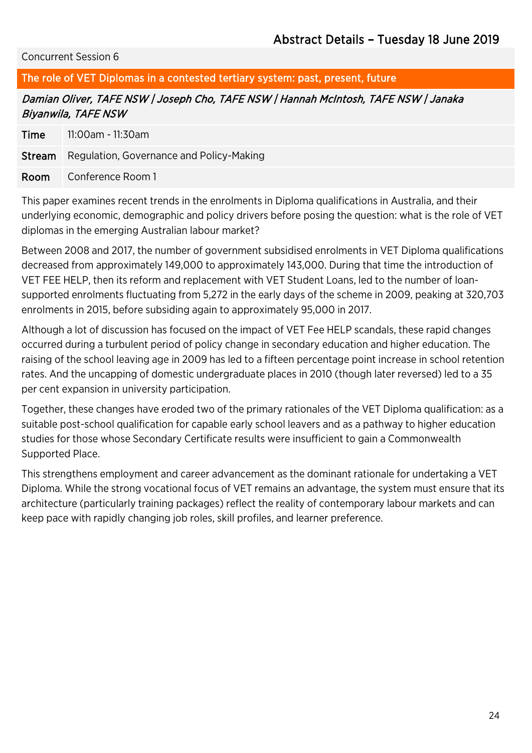Concurrent Session 6

## The role of VET Diplomas in a contested tertiary system: past, present, future

*Damian Oliver, TAFE NSW | Joseph Cho, TAFE NSW | Hannah McIntosh, TAFE NSW | Janaka Biyanwila, TAFE NSW*

| | |
|---|---|
| **Time** | 11:00am - 11:30am |
| **Stream** | Regulation, Governance and Policy-Making |
| **Room** | Conference Room 1 |

This paper examines recent trends in the enrolments in Diploma qualifications in Australia, and their underlying economic, demographic and policy drivers before posing the question: what is the role of VET diplomas in the emerging Australian labour market?

Between 2008 and 2017, the number of government subsidised enrolments in VET Diploma qualifications decreased from approximately 149,000 to approximately 143,000. During that time the introduction of VET FEE HELP, then its reform and replacement with VET Student Loans, led to the number of loan-supported enrolments fluctuating from 5,272 in the early days of the scheme in 2009, peaking at 320,703 enrolments in 2015, before subsiding again to approximately 95,000 in 2017.

Although a lot of discussion has focused on the impact of VET Fee HELP scandals, these rapid changes occurred during a turbulent period of policy change in secondary education and higher education. The raising of the school leaving age in 2009 has led to a fifteen percentage point increase in school retention rates. And the uncapping of domestic undergraduate places in 2010 (though later reversed) led to a 35 per cent expansion in university participation.

Together, these changes have eroded two of the primary rationales of the VET Diploma qualification: as a suitable post-school qualification for capable early school leavers and as a pathway to higher education studies for those whose Secondary Certificate results were insufficient to gain a Commonwealth Supported Place.

This strengthens employment and career advancement as the dominant rationale for undertaking a VET Diploma. While the strong vocational focus of VET remains an advantage, the system must ensure that its architecture (particularly training packages) reflect the reality of contemporary labour markets and can keep pace with rapidly changing job roles, skill profiles, and learner preference.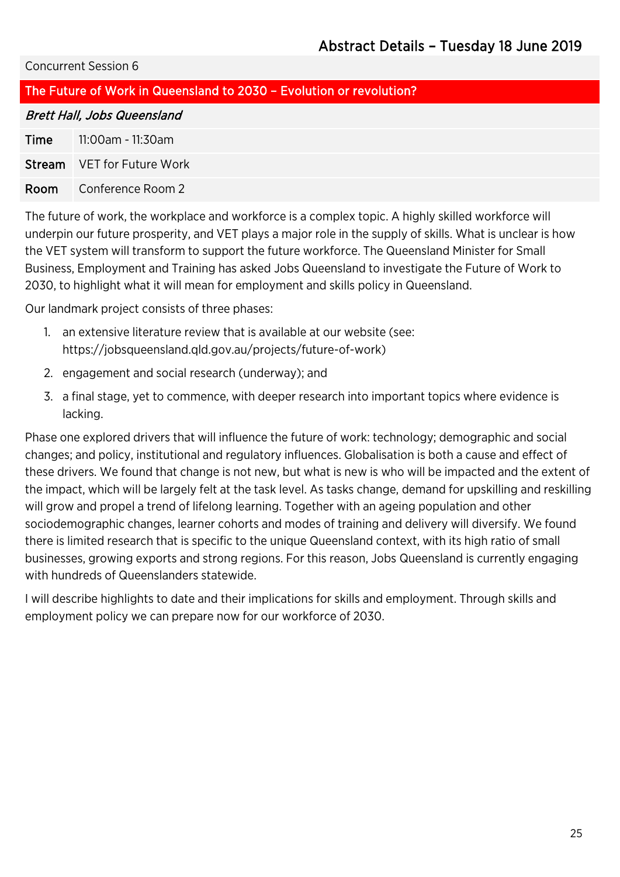Abstract Details – Tuesday 18 June 2019

Concurrent Session 6

## The Future of Work in Queensland to 2030 – Evolution or revolution?

*Brett Hall, Jobs Queensland*

| | |
|---|---|
| **Time** | 11:00am - 11:30am |
| **Stream** | VET for Future Work |
| **Room** | Conference Room 2 |

The future of work, the workplace and workforce is a complex topic. A highly skilled workforce will underpin our future prosperity, and VET plays a major role in the supply of skills. What is unclear is how the VET system will transform to support the future workforce. The Queensland Minister for Small Business, Employment and Training has asked Jobs Queensland to investigate the Future of Work to 2030, to highlight what it will mean for employment and skills policy in Queensland.

Our landmark project consists of three phases:

1. an extensive literature review that is available at our website (see: https://jobsqueensland.qld.gov.au/projects/future-of-work)
2. engagement and social research (underway); and
3. a final stage, yet to commence, with deeper research into important topics where evidence is lacking.

Phase one explored drivers that will influence the future of work: technology; demographic and social changes; and policy, institutional and regulatory influences. Globalisation is both a cause and effect of these drivers. We found that change is not new, but what is new is who will be impacted and the extent of the impact, which will be largely felt at the task level. As tasks change, demand for upskilling and reskilling will grow and propel a trend of lifelong learning. Together with an ageing population and other sociodemographic changes, learner cohorts and modes of training and delivery will diversify. We found there is limited research that is specific to the unique Queensland context, with its high ratio of small businesses, growing exports and strong regions. For this reason, Jobs Queensland is currently engaging with hundreds of Queenslanders statewide.

I will describe highlights to date and their implications for skills and employment. Through skills and employment policy we can prepare now for our workforce of 2030.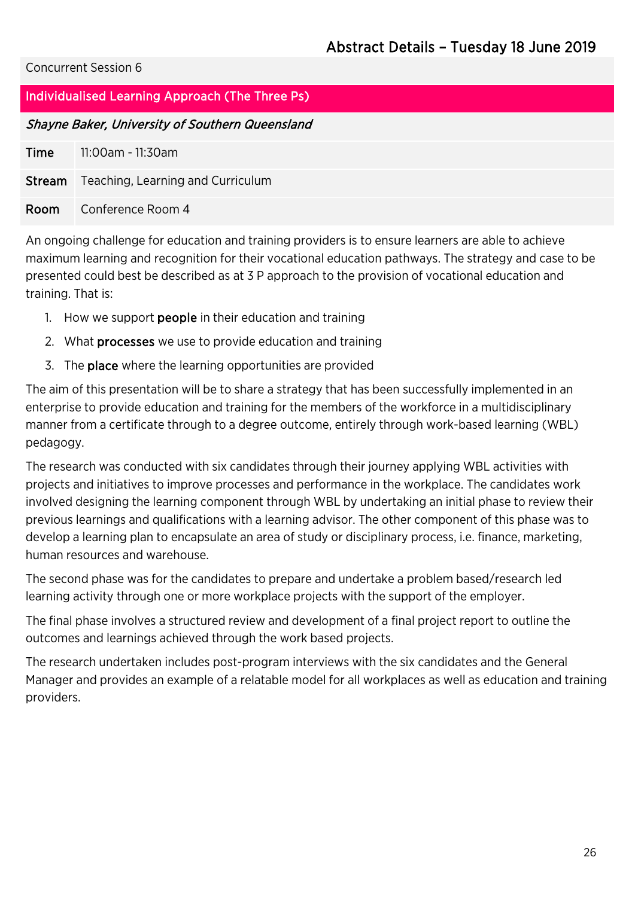# Abstract Details – Tuesday 18 June 2019

Concurrent Session 6

## Individualised Learning Approach (The Three Ps)

*Shayne Baker, University of Southern Queensland*

| | |
|---|---|
| **Time** | 11:00am - 11:30am |
| **Stream** | Teaching, Learning and Curriculum |
| **Room** | Conference Room 4 |

An ongoing challenge for education and training providers is to ensure learners are able to achieve maximum learning and recognition for their vocational education pathways. The strategy and case to be presented could best be described as at 3 P approach to the provision of vocational education and training. That is:

1. How we support **people** in their education and training
2. What **processes** we use to provide education and training
3. The **place** where the learning opportunities are provided

The aim of this presentation will be to share a strategy that has been successfully implemented in an enterprise to provide education and training for the members of the workforce in a multidisciplinary manner from a certificate through to a degree outcome, entirely through work-based learning (WBL) pedagogy.

The research was conducted with six candidates through their journey applying WBL activities with projects and initiatives to improve processes and performance in the workplace. The candidates work involved designing the learning component through WBL by undertaking an initial phase to review their previous learnings and qualifications with a learning advisor. The other component of this phase was to develop a learning plan to encapsulate an area of study or disciplinary process, i.e. finance, marketing, human resources and warehouse.

The second phase was for the candidates to prepare and undertake a problem based/research led learning activity through one or more workplace projects with the support of the employer.

The final phase involves a structured review and development of a final project report to outline the outcomes and learnings achieved through the work based projects.

The research undertaken includes post-program interviews with the six candidates and the General Manager and provides an example of a relatable model for all workplaces as well as education and training providers.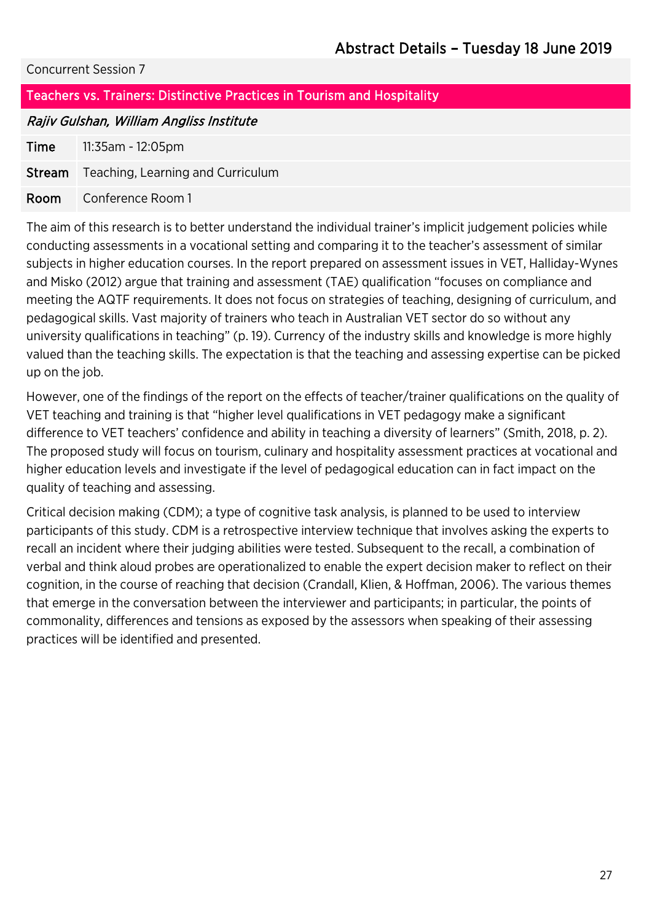## Abstract Details – Tuesday 18 June 2019

Concurrent Session 7

### Teachers vs. Trainers: Distinctive Practices in Tourism and Hospitality

*Rajiv Gulshan, William Angliss Institute*

| | |
|---|---|
| **Time** | 11:35am - 12:05pm |
| **Stream** | Teaching, Learning and Curriculum |
| **Room** | Conference Room 1 |

The aim of this research is to better understand the individual trainer's implicit judgement policies while conducting assessments in a vocational setting and comparing it to the teacher's assessment of similar subjects in higher education courses. In the report prepared on assessment issues in VET, Halliday-Wynes and Misko (2012) argue that training and assessment (TAE) qualification "focuses on compliance and meeting the AQTF requirements. It does not focus on strategies of teaching, designing of curriculum, and pedagogical skills. Vast majority of trainers who teach in Australian VET sector do so without any university qualifications in teaching" (p. 19). Currency of the industry skills and knowledge is more highly valued than the teaching skills. The expectation is that the teaching and assessing expertise can be picked up on the job.

However, one of the findings of the report on the effects of teacher/trainer qualifications on the quality of VET teaching and training is that "higher level qualifications in VET pedagogy make a significant difference to VET teachers' confidence and ability in teaching a diversity of learners" (Smith, 2018, p. 2). The proposed study will focus on tourism, culinary and hospitality assessment practices at vocational and higher education levels and investigate if the level of pedagogical education can in fact impact on the quality of teaching and assessing.

Critical decision making (CDM); a type of cognitive task analysis, is planned to be used to interview participants of this study. CDM is a retrospective interview technique that involves asking the experts to recall an incident where their judging abilities were tested. Subsequent to the recall, a combination of verbal and think aloud probes are operationalized to enable the expert decision maker to reflect on their cognition, in the course of reaching that decision (Crandall, Klien, & Hoffman, 2006). The various themes that emerge in the conversation between the interviewer and participants; in particular, the points of commonality, differences and tensions as exposed by the assessors when speaking of their assessing practices will be identified and presented.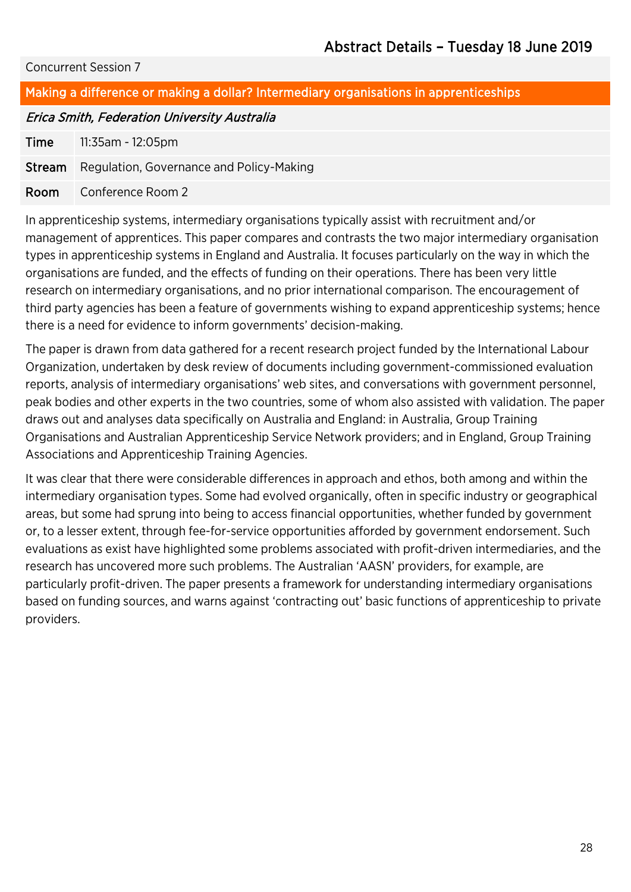## Abstract Details – Tuesday 18 June 2019

Concurrent Session 7

### Making a difference or making a dollar? Intermediary organisations in apprenticeships

*Erica Smith, Federation University Australia*

| | |
|---|---|
| **Time** | 11:35am - 12:05pm |
| **Stream** | Regulation, Governance and Policy-Making |
| **Room** | Conference Room 2 |

In apprenticeship systems, intermediary organisations typically assist with recruitment and/or management of apprentices. This paper compares and contrasts the two major intermediary organisation types in apprenticeship systems in England and Australia. It focuses particularly on the way in which the organisations are funded, and the effects of funding on their operations. There has been very little research on intermediary organisations, and no prior international comparison. The encouragement of third party agencies has been a feature of governments wishing to expand apprenticeship systems; hence there is a need for evidence to inform governments' decision-making.

The paper is drawn from data gathered for a recent research project funded by the International Labour Organization, undertaken by desk review of documents including government-commissioned evaluation reports, analysis of intermediary organisations' web sites, and conversations with government personnel, peak bodies and other experts in the two countries, some of whom also assisted with validation. The paper draws out and analyses data specifically on Australia and England: in Australia, Group Training Organisations and Australian Apprenticeship Service Network providers; and in England, Group Training Associations and Apprenticeship Training Agencies.

It was clear that there were considerable differences in approach and ethos, both among and within the intermediary organisation types. Some had evolved organically, often in specific industry or geographical areas, but some had sprung into being to access financial opportunities, whether funded by government or, to a lesser extent, through fee-for-service opportunities afforded by government endorsement. Such evaluations as exist have highlighted some problems associated with profit-driven intermediaries, and the research has uncovered more such problems. The Australian 'AASN' providers, for example, are particularly profit-driven. The paper presents a framework for understanding intermediary organisations based on funding sources, and warns against 'contracting out' basic functions of apprenticeship to private providers.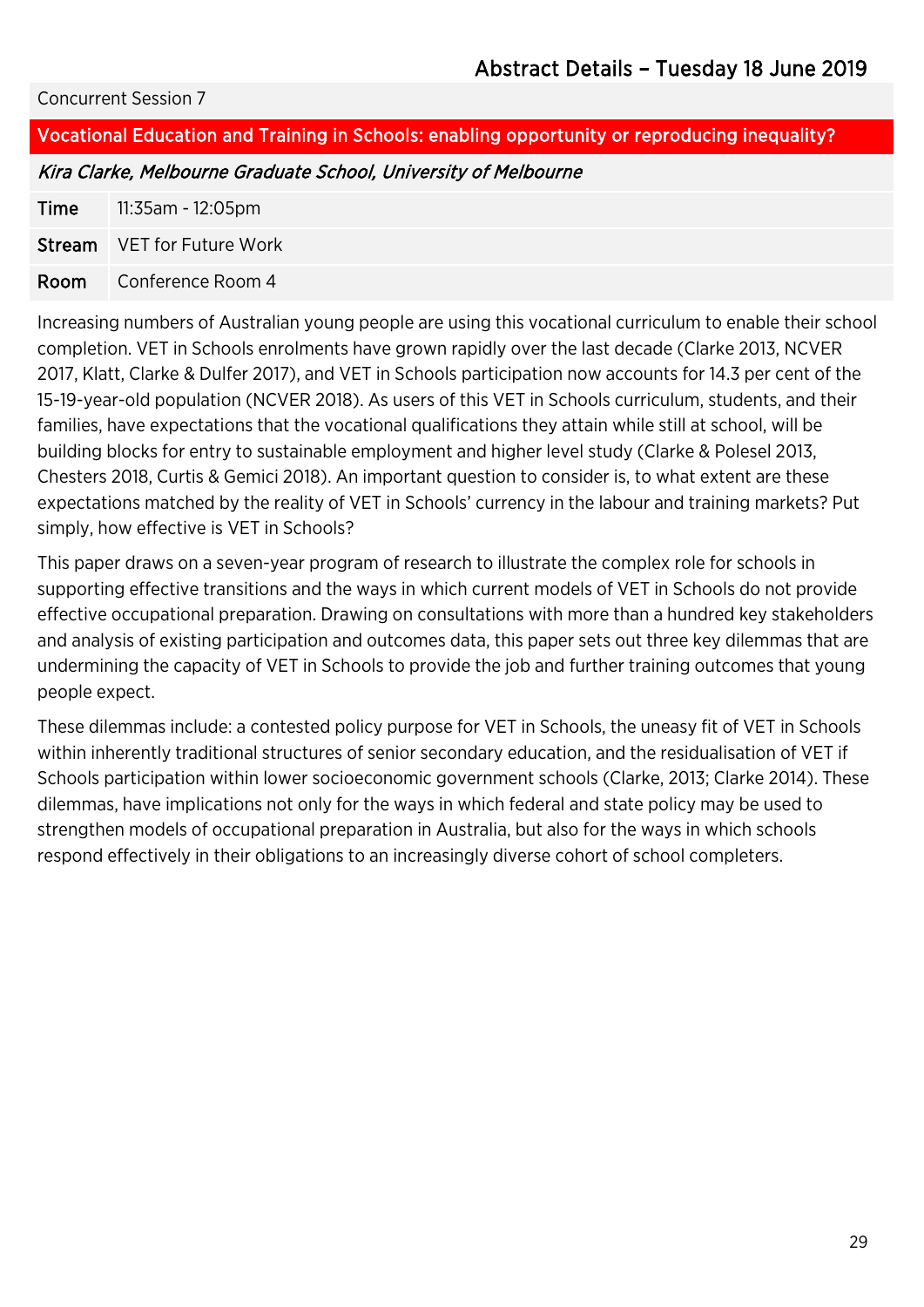## Abstract Details – Tuesday 18 June 2019

Concurrent Session 7

### Vocational Education and Training in Schools: enabling opportunity or reproducing inequality?

*Kira Clarke, Melbourne Graduate School, University of Melbourne*

| | |
|---|---|
| **Time** | 11:35am - 12:05pm |
| **Stream** | VET for Future Work |
| **Room** | Conference Room 4 |

Increasing numbers of Australian young people are using this vocational curriculum to enable their school completion. VET in Schools enrolments have grown rapidly over the last decade (Clarke 2013, NCVER 2017, Klatt, Clarke & Dulfer 2017), and VET in Schools participation now accounts for 14.3 per cent of the 15-19-year-old population (NCVER 2018). As users of this VET in Schools curriculum, students, and their families, have expectations that the vocational qualifications they attain while still at school, will be building blocks for entry to sustainable employment and higher level study (Clarke & Polesel 2013, Chesters 2018, Curtis & Gemici 2018). An important question to consider is, to what extent are these expectations matched by the reality of VET in Schools' currency in the labour and training markets? Put simply, how effective is VET in Schools?

This paper draws on a seven-year program of research to illustrate the complex role for schools in supporting effective transitions and the ways in which current models of VET in Schools do not provide effective occupational preparation. Drawing on consultations with more than a hundred key stakeholders and analysis of existing participation and outcomes data, this paper sets out three key dilemmas that are undermining the capacity of VET in Schools to provide the job and further training outcomes that young people expect.

These dilemmas include: a contested policy purpose for VET in Schools, the uneasy fit of VET in Schools within inherently traditional structures of senior secondary education, and the residualisation of VET if Schools participation within lower socioeconomic government schools (Clarke, 2013; Clarke 2014). These dilemmas, have implications not only for the ways in which federal and state policy may be used to strengthen models of occupational preparation in Australia, but also for the ways in which schools respond effectively in their obligations to an increasingly diverse cohort of school completers.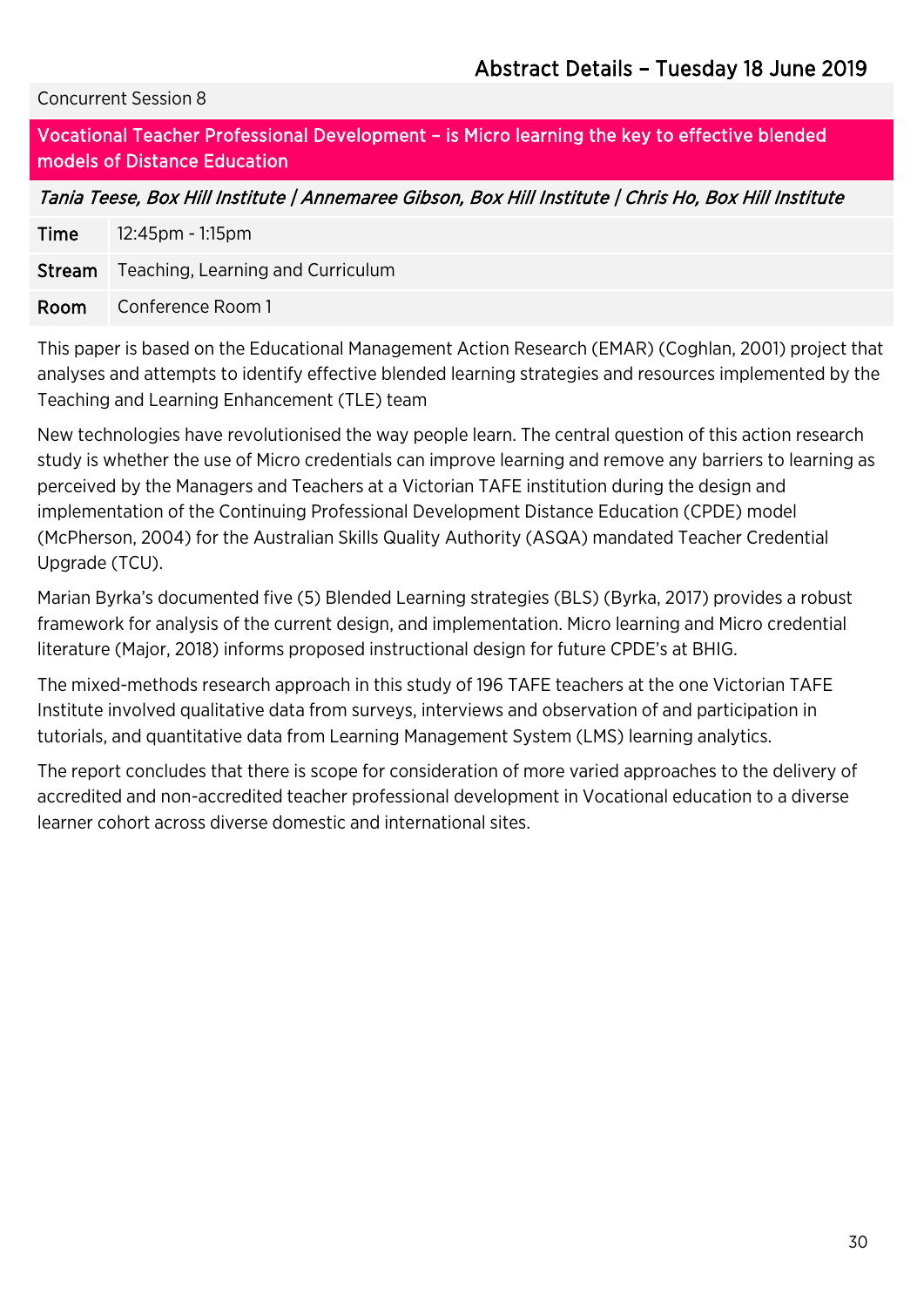Concurrent Session 8

## Vocational Teacher Professional Development – is Micro learning the key to effective blended models of Distance Education

*Tania Teese, Box Hill Institute | Annemaree Gibson, Box Hill Institute | Chris Ho, Box Hill Institute*

| | |
|---|---|
| **Time** | 12:45pm - 1:15pm |
| **Stream** | Teaching, Learning and Curriculum |
| **Room** | Conference Room 1 |

This paper is based on the Educational Management Action Research (EMAR) (Coghlan, 2001) project that analyses and attempts to identify effective blended learning strategies and resources implemented by the Teaching and Learning Enhancement (TLE) team

New technologies have revolutionised the way people learn. The central question of this action research study is whether the use of Micro credentials can improve learning and remove any barriers to learning as perceived by the Managers and Teachers at a Victorian TAFE institution during the design and implementation of the Continuing Professional Development Distance Education (CPDE) model (McPherson, 2004) for the Australian Skills Quality Authority (ASQA) mandated Teacher Credential Upgrade (TCU).

Marian Byrka's documented five (5) Blended Learning strategies (BLS) (Byrka, 2017) provides a robust framework for analysis of the current design, and implementation. Micro learning and Micro credential literature (Major, 2018) informs proposed instructional design for future CPDE's at BHIG.

The mixed-methods research approach in this study of 196 TAFE teachers at the one Victorian TAFE Institute involved qualitative data from surveys, interviews and observation of and participation in tutorials, and quantitative data from Learning Management System (LMS) learning analytics.

The report concludes that there is scope for consideration of more varied approaches to the delivery of accredited and non-accredited teacher professional development in Vocational education to a diverse learner cohort across diverse domestic and international sites.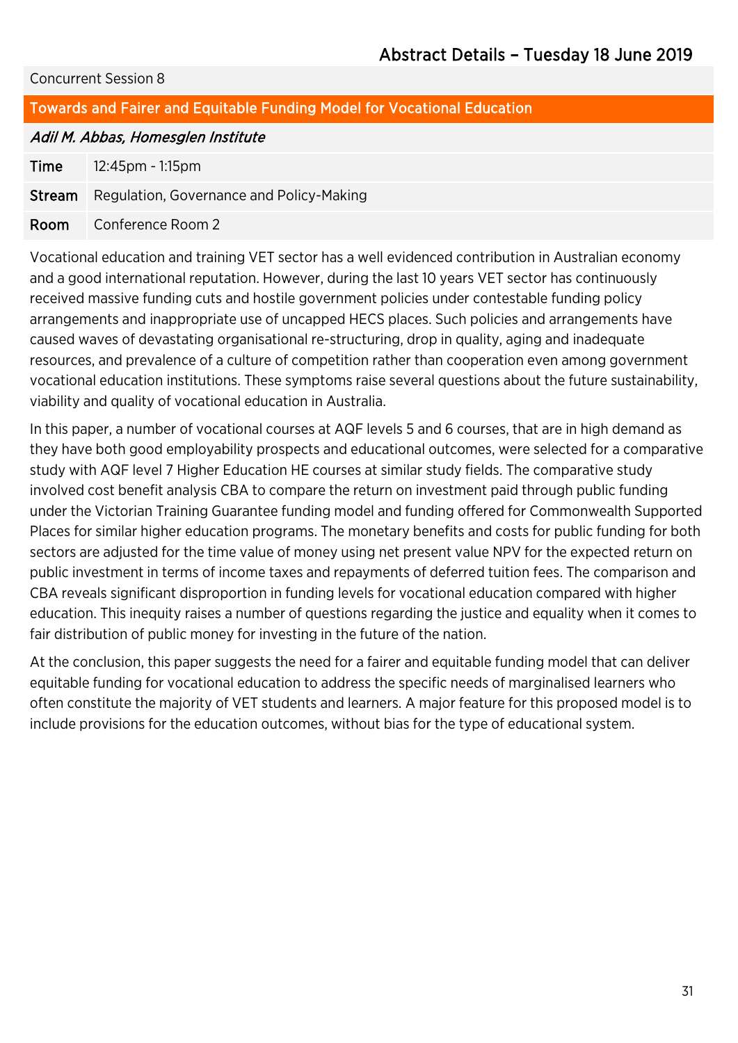Concurrent Session 8

## Towards and Fairer and Equitable Funding Model for Vocational Education

*Adil M. Abbas, Homesglen Institute*

| | |
|---|---|
| **Time** | 12:45pm - 1:15pm |
| **Stream** | Regulation, Governance and Policy-Making |
| **Room** | Conference Room 2 |

Vocational education and training VET sector has a well evidenced contribution in Australian economy and a good international reputation. However, during the last 10 years VET sector has continuously received massive funding cuts and hostile government policies under contestable funding policy arrangements and inappropriate use of uncapped HECS places. Such policies and arrangements have caused waves of devastating organisational re-structuring, drop in quality, aging and inadequate resources, and prevalence of a culture of competition rather than cooperation even among government vocational education institutions. These symptoms raise several questions about the future sustainability, viability and quality of vocational education in Australia.

In this paper, a number of vocational courses at AQF levels 5 and 6 courses, that are in high demand as they have both good employability prospects and educational outcomes, were selected for a comparative study with AQF level 7 Higher Education HE courses at similar study fields. The comparative study involved cost benefit analysis CBA to compare the return on investment paid through public funding under the Victorian Training Guarantee funding model and funding offered for Commonwealth Supported Places for similar higher education programs. The monetary benefits and costs for public funding for both sectors are adjusted for the time value of money using net present value NPV for the expected return on public investment in terms of income taxes and repayments of deferred tuition fees. The comparison and CBA reveals significant disproportion in funding levels for vocational education compared with higher education. This inequity raises a number of questions regarding the justice and equality when it comes to fair distribution of public money for investing in the future of the nation.

At the conclusion, this paper suggests the need for a fairer and equitable funding model that can deliver equitable funding for vocational education to address the specific needs of marginalised learners who often constitute the majority of VET students and learners. A major feature for this proposed model is to include provisions for the education outcomes, without bias for the type of educational system.